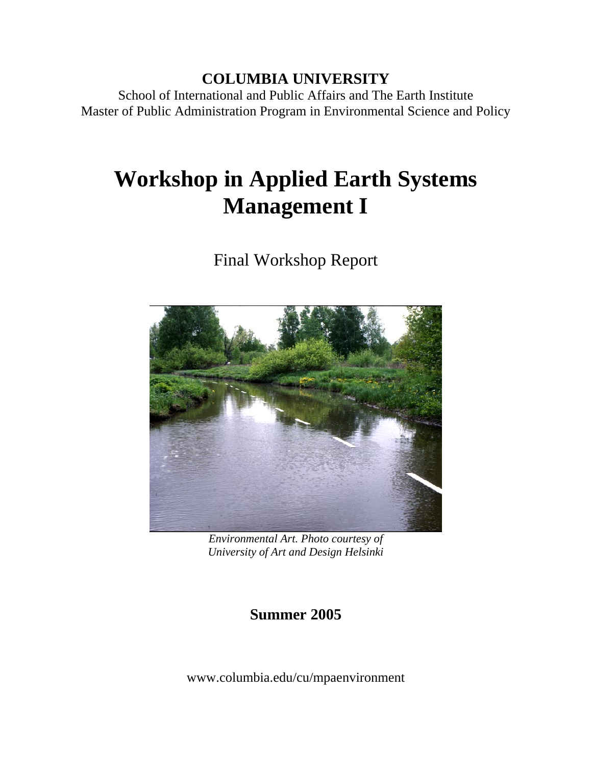**COLUMBIA UNIVERSITY**

School of International and Public Affairs and The Earth Institute
Master of Public Administration Program in Environmental Science and Policy

# Workshop in Applied Earth Systems Management I

Final Workshop Report

*Environmental Art. Photo courtesy of University of Art and Design Helsinki*

**Summer 2005**

www.columbia.edu/cu/mpaenvironment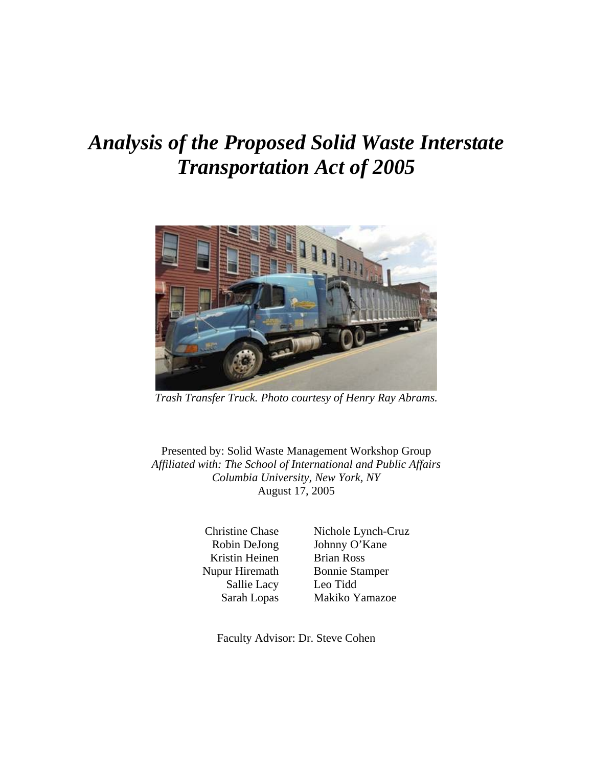# *Analysis of the Proposed Solid Waste Interstate Transportation Act of 2005*

*Trash Transfer Truck. Photo courtesy of Henry Ray Abrams.*

Presented by: Solid Waste Management Workshop Group
*Affiliated with: The School of International and Public Affairs*
*Columbia University, New York, NY*
August 17, 2005

Christine Chase
Robin DeJong
Kristin Heinen
Nupur Hiremath
Sallie Lacy
Sarah Lopas
Nichole Lynch-Cruz
Johnny O'Kane
Brian Ross
Bonnie Stamper
Leo Tidd
Makiko Yamazoe

Faculty Advisor: Dr. Steve Cohen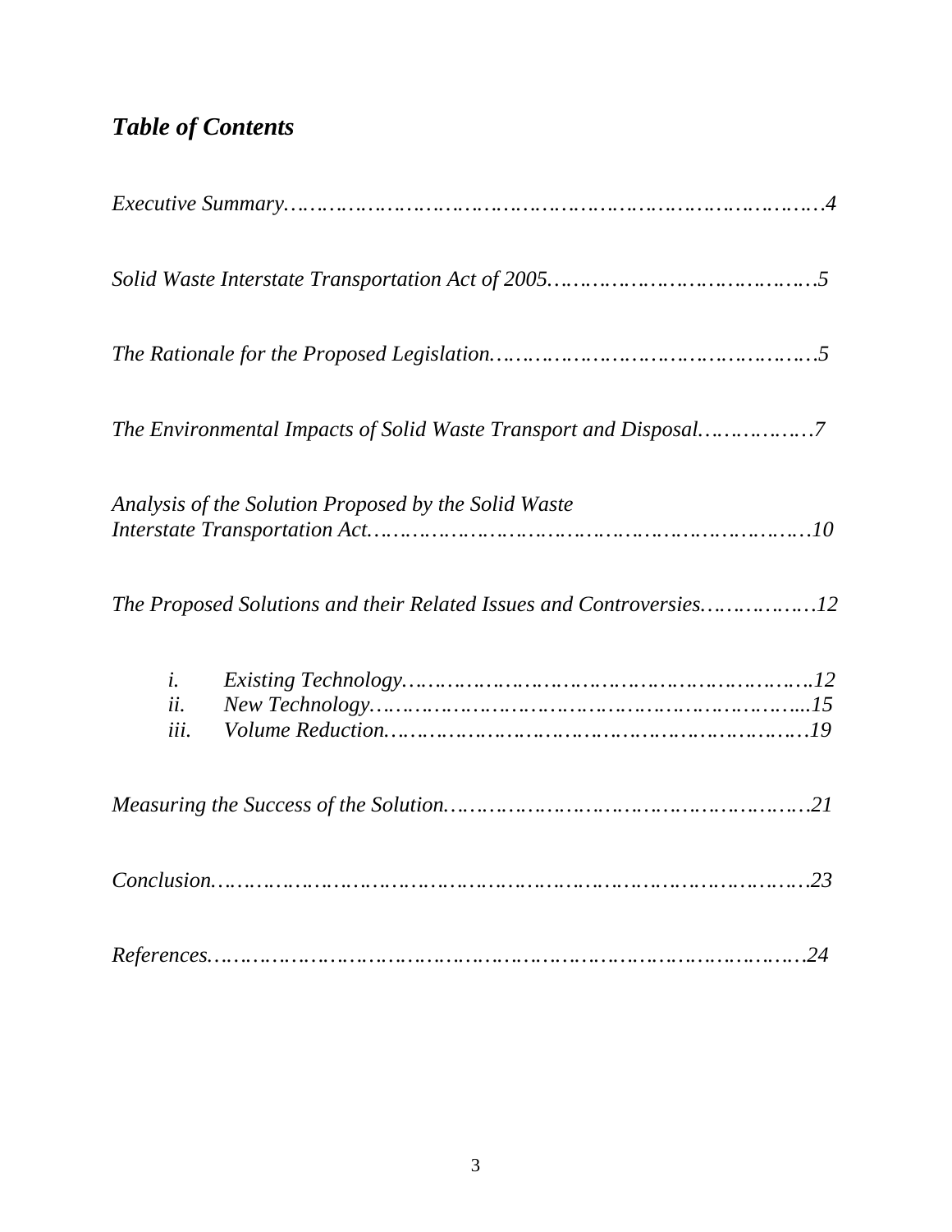## *Table of Contents*

*Executive Summary……………………………………………………………………….4*

*Solid Waste Interstate Transportation Act of 2005………………………………….5*

*The Rationale for the Proposed Legislation…………………………………………5*

*The Environmental Impacts of Solid Waste Transport and Disposal………………7*

*Analysis of the Solution Proposed by the Solid Waste Interstate Transportation Act…………………………………………………………10*

*The Proposed Solutions and their Related Issues and Controversies……………12*

- *i. Existing Technology……………………………………………………..12*
- *ii. New Technology………………………………………………………...15*
- *iii. Volume Reduction……………………………………………………….19*

*Measuring the Success of the Solution………………………………………………21*

*Conclusion……………………………………………………………………………..23*

*References……………………………………………………………………………..24*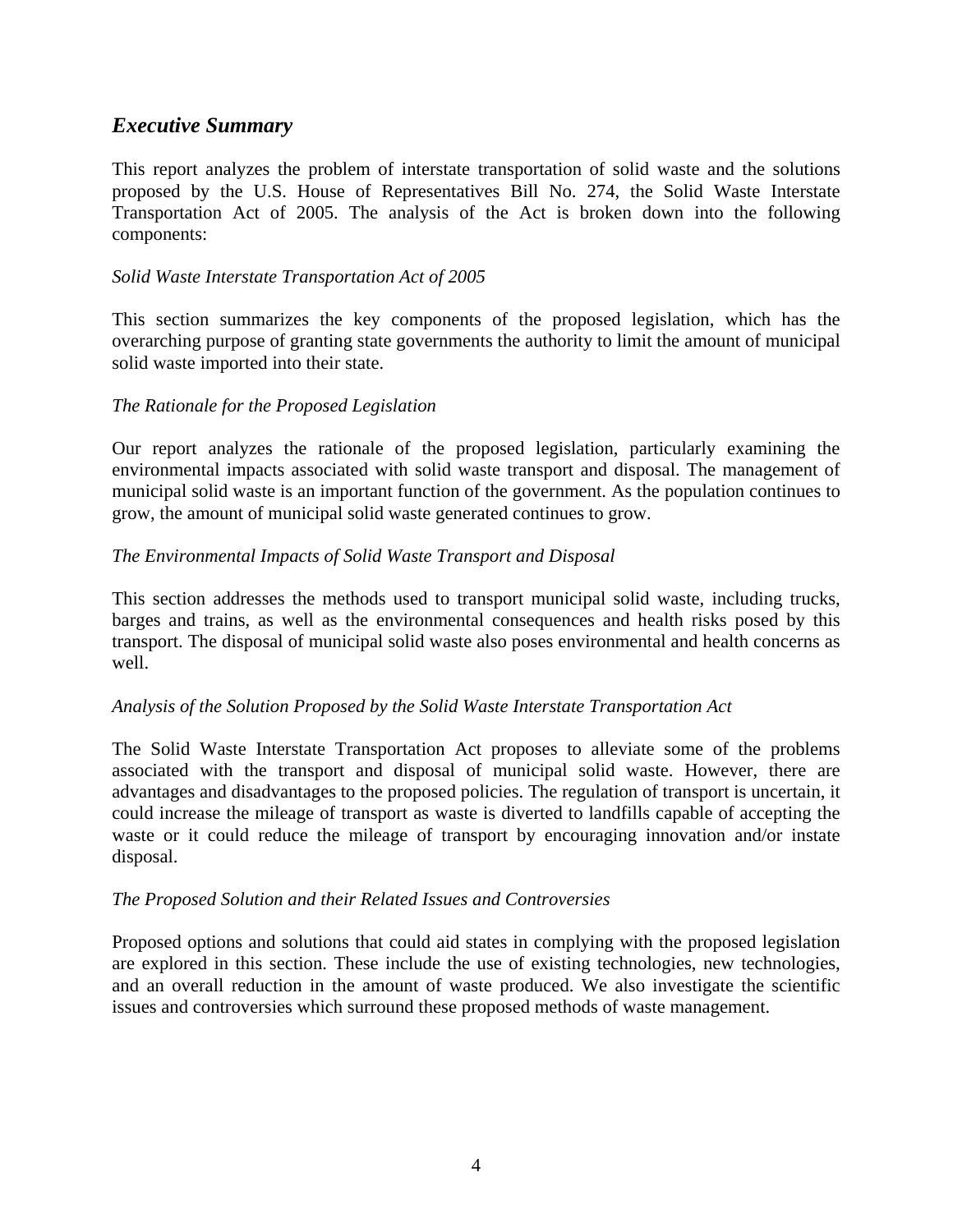## *Executive Summary*

This report analyzes the problem of interstate transportation of solid waste and the solutions proposed by the U.S. House of Representatives Bill No. 274, the Solid Waste Interstate Transportation Act of 2005. The analysis of the Act is broken down into the following components:

*Solid Waste Interstate Transportation Act of 2005*

This section summarizes the key components of the proposed legislation, which has the overarching purpose of granting state governments the authority to limit the amount of municipal solid waste imported into their state.

*The Rationale for the Proposed Legislation*

Our report analyzes the rationale of the proposed legislation, particularly examining the environmental impacts associated with solid waste transport and disposal. The management of municipal solid waste is an important function of the government. As the population continues to grow, the amount of municipal solid waste generated continues to grow.

*The Environmental Impacts of Solid Waste Transport and Disposal*

This section addresses the methods used to transport municipal solid waste, including trucks, barges and trains, as well as the environmental consequences and health risks posed by this transport. The disposal of municipal solid waste also poses environmental and health concerns as well.

*Analysis of the Solution Proposed by the Solid Waste Interstate Transportation Act*

The Solid Waste Interstate Transportation Act proposes to alleviate some of the problems associated with the transport and disposal of municipal solid waste. However, there are advantages and disadvantages to the proposed policies. The regulation of transport is uncertain, it could increase the mileage of transport as waste is diverted to landfills capable of accepting the waste or it could reduce the mileage of transport by encouraging innovation and/or instate disposal.

*The Proposed Solution and their Related Issues and Controversies*

Proposed options and solutions that could aid states in complying with the proposed legislation are explored in this section. These include the use of existing technologies, new technologies, and an overall reduction in the amount of waste produced. We also investigate the scientific issues and controversies which surround these proposed methods of waste management.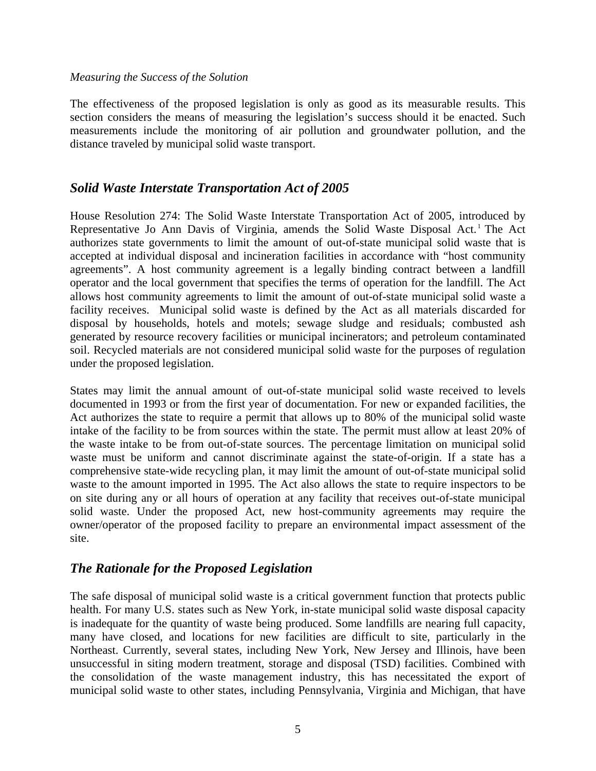*Measuring the Success of the Solution*

The effectiveness of the proposed legislation is only as good as its measurable results. This section considers the means of measuring the legislation's success should it be enacted. Such measurements include the monitoring of air pollution and groundwater pollution, and the distance traveled by municipal solid waste transport.

## *Solid Waste Interstate Transportation Act of 2005*

House Resolution 274: The Solid Waste Interstate Transportation Act of 2005, introduced by Representative Jo Ann Davis of Virginia, amends the Solid Waste Disposal Act.[1] The Act authorizes state governments to limit the amount of out-of-state municipal solid waste that is accepted at individual disposal and incineration facilities in accordance with "host community agreements". A host community agreement is a legally binding contract between a landfill operator and the local government that specifies the terms of operation for the landfill. The Act allows host community agreements to limit the amount of out-of-state municipal solid waste a facility receives. Municipal solid waste is defined by the Act as all materials discarded for disposal by households, hotels and motels; sewage sludge and residuals; combusted ash generated by resource recovery facilities or municipal incinerators; and petroleum contaminated soil. Recycled materials are not considered municipal solid waste for the purposes of regulation under the proposed legislation.

States may limit the annual amount of out-of-state municipal solid waste received to levels documented in 1993 or from the first year of documentation. For new or expanded facilities, the Act authorizes the state to require a permit that allows up to 80% of the municipal solid waste intake of the facility to be from sources within the state. The permit must allow at least 20% of the waste intake to be from out-of-state sources. The percentage limitation on municipal solid waste must be uniform and cannot discriminate against the state-of-origin. If a state has a comprehensive state-wide recycling plan, it may limit the amount of out-of-state municipal solid waste to the amount imported in 1995. The Act also allows the state to require inspectors to be on site during any or all hours of operation at any facility that receives out-of-state municipal solid waste. Under the proposed Act, new host-community agreements may require the owner/operator of the proposed facility to prepare an environmental impact assessment of the site.

## *The Rationale for the Proposed Legislation*

The safe disposal of municipal solid waste is a critical government function that protects public health. For many U.S. states such as New York, in-state municipal solid waste disposal capacity is inadequate for the quantity of waste being produced. Some landfills are nearing full capacity, many have closed, and locations for new facilities are difficult to site, particularly in the Northeast. Currently, several states, including New York, New Jersey and Illinois, have been unsuccessful in siting modern treatment, storage and disposal (TSD) facilities. Combined with the consolidation of the waste management industry, this has necessitated the export of municipal solid waste to other states, including Pennsylvania, Virginia and Michigan, that have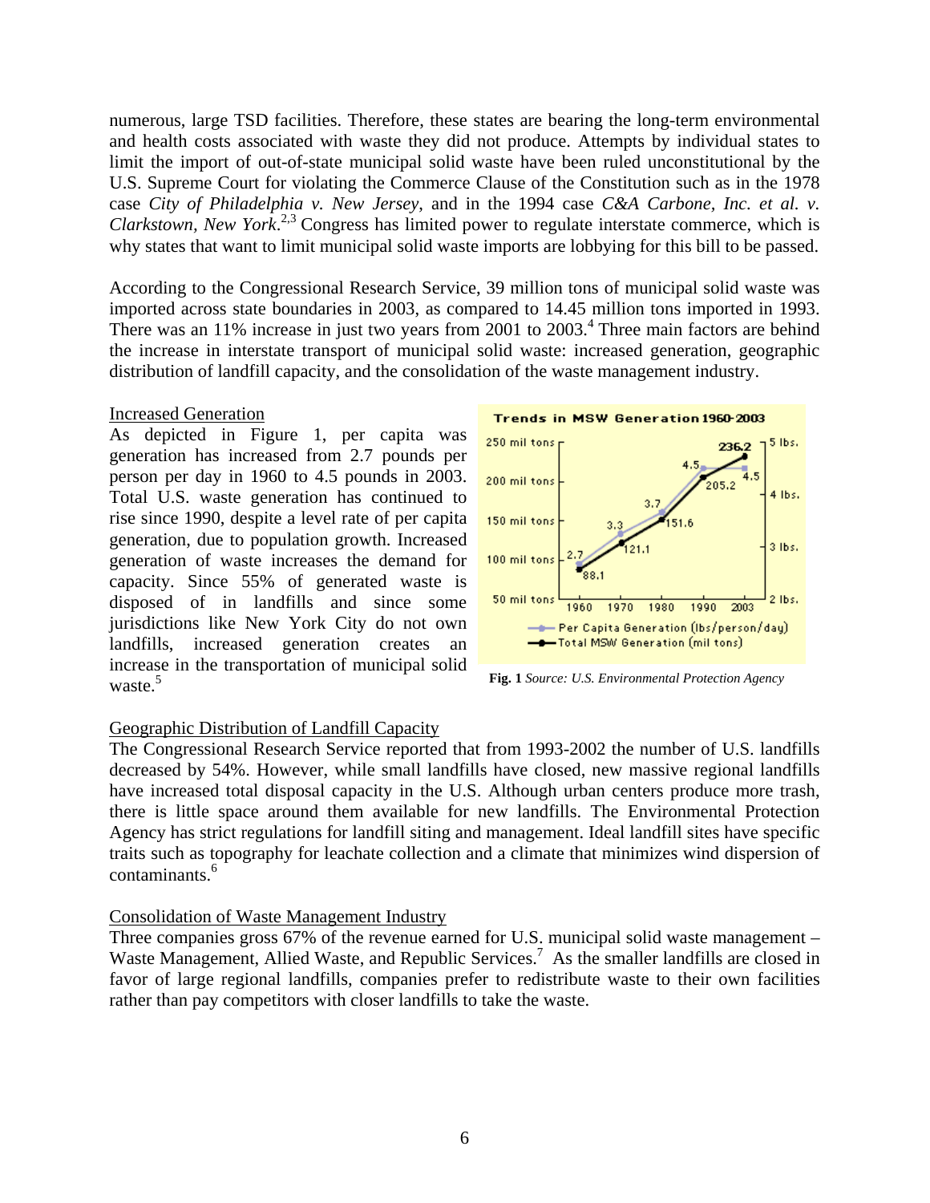numerous, large TSD facilities. Therefore, these states are bearing the long-term environmental and health costs associated with waste they did not produce. Attempts by individual states to limit the import of out-of-state municipal solid waste have been ruled unconstitutional by the U.S. Supreme Court for violating the Commerce Clause of the Constitution such as in the 1978 case *City of Philadelphia v. New Jersey*, and in the 1994 case *C&A Carbone, Inc. et al. v. Clarkstown, New York*.[2,3] Congress has limited power to regulate interstate commerce, which is why states that want to limit municipal solid waste imports are lobbying for this bill to be passed.

According to the Congressional Research Service, 39 million tons of municipal solid waste was imported across state boundaries in 2003, as compared to 14.45 million tons imported in 1993. There was an 11% increase in just two years from 2001 to 2003.[4] Three main factors are behind the increase in interstate transport of municipal solid waste: increased generation, geographic distribution of landfill capacity, and the consolidation of the waste management industry.

Increased Generation

As depicted in Figure 1, per capita was generation has increased from 2.7 pounds per person per day in 1960 to 4.5 pounds in 2003. Total U.S. waste generation has continued to rise since 1990, despite a level rate of per capita generation, due to population growth. Increased generation of waste increases the demand for capacity. Since 55% of generated waste is disposed of in landfills and since some jurisdictions like New York City do not own landfills, increased generation creates an increase in the transportation of municipal solid waste.[5]

**Trends in MSW Generation 1960-2003**

| Year | Per Capita Generation (lbs/person/day) | Total MSW Generation (mil tons) |
|---|---|---|
| 1960 | 2.7 | 88.1 |
| 1970 | 3.3 | 121.1 |
| 1980 | 3.7 | 151.6 |
| 1990 | 4.5 | 205.2 |
| 2003 | 4.5 | 236.2 |

**Fig. 1** *Source: U.S. Environmental Protection Agency*

Geographic Distribution of Landfill Capacity

The Congressional Research Service reported that from 1993-2002 the number of U.S. landfills decreased by 54%. However, while small landfills have closed, new massive regional landfills have increased total disposal capacity in the U.S. Although urban centers produce more trash, there is little space around them available for new landfills. The Environmental Protection Agency has strict regulations for landfill siting and management. Ideal landfill sites have specific traits such as topography for leachate collection and a climate that minimizes wind dispersion of contaminants.[6]

Consolidation of Waste Management Industry

Three companies gross 67% of the revenue earned for U.S. municipal solid waste management – Waste Management, Allied Waste, and Republic Services.[7] As the smaller landfills are closed in favor of large regional landfills, companies prefer to redistribute waste to their own facilities rather than pay competitors with closer landfills to take the waste.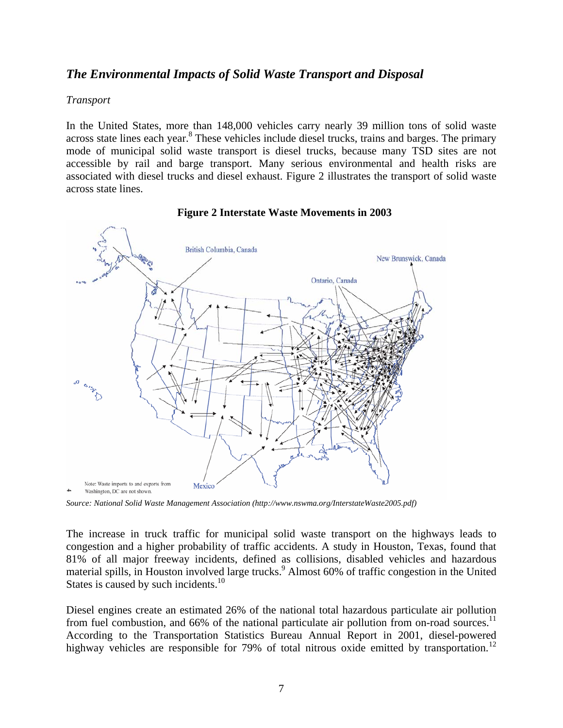## *The Environmental Impacts of Solid Waste Transport and Disposal*

*Transport*

In the United States, more than 148,000 vehicles carry nearly 39 million tons of solid waste across state lines each year.[8] These vehicles include diesel trucks, trains and barges. The primary mode of municipal solid waste transport is diesel trucks, because many TSD sites are not accessible by rail and barge transport. Many serious environmental and health risks are associated with diesel trucks and diesel exhaust. Figure 2 illustrates the transport of solid waste across state lines.

**Figure 2 Interstate Waste Movements in 2003**

British Columbia, Canada

New Brunswick, Canada

Ontario, Canada

Mexico

Note: Waste imports to and exports from Washington, DC are not shown.

*Source: National Solid Waste Management Association (http://www.nswma.org/InterstateWaste2005.pdf)*

The increase in truck traffic for municipal solid waste transport on the highways leads to congestion and a higher probability of traffic accidents. A study in Houston, Texas, found that 81% of all major freeway incidents, defined as collisions, disabled vehicles and hazardous material spills, in Houston involved large trucks.[9] Almost 60% of traffic congestion in the United States is caused by such incidents.[10]

Diesel engines create an estimated 26% of the national total hazardous particulate air pollution from fuel combustion, and 66% of the national particulate air pollution from on-road sources.[11] According to the Transportation Statistics Bureau Annual Report in 2001, diesel-powered highway vehicles are responsible for 79% of total nitrous oxide emitted by transportation.[12]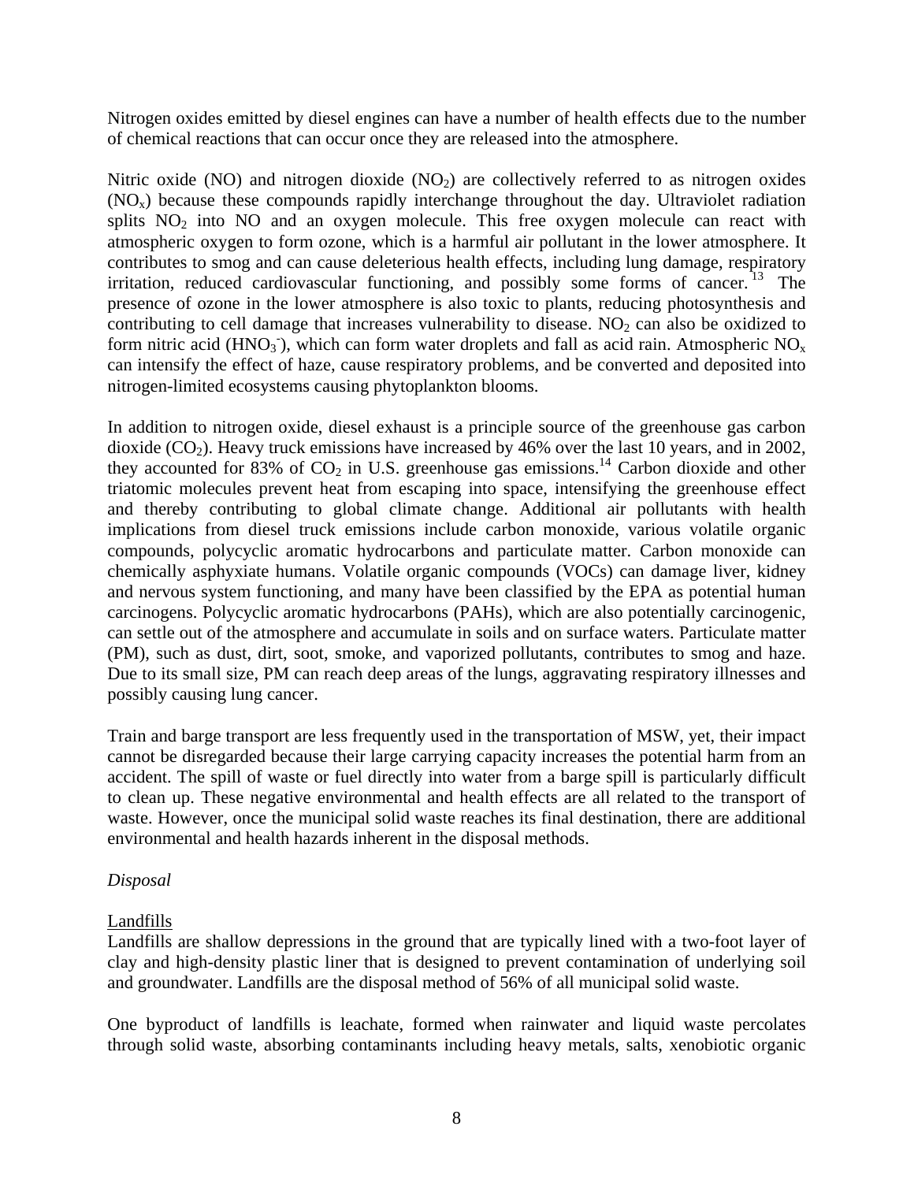Nitrogen oxides emitted by diesel engines can have a number of health effects due to the number of chemical reactions that can occur once they are released into the atmosphere.

Nitric oxide (NO) and nitrogen dioxide ($NO_2$) are collectively referred to as nitrogen oxides ($NO_x$) because these compounds rapidly interchange throughout the day. Ultraviolet radiation splits $NO_2$ into NO and an oxygen molecule. This free oxygen molecule can react with atmospheric oxygen to form ozone, which is a harmful air pollutant in the lower atmosphere. It contributes to smog and can cause deleterious health effects, including lung damage, respiratory irritation, reduced cardiovascular functioning, and possibly some forms of cancer.[13] The presence of ozone in the lower atmosphere is also toxic to plants, reducing photosynthesis and contributing to cell damage that increases vulnerability to disease. $NO_2$ can also be oxidized to form nitric acid ($HNO_3^-$), which can form water droplets and fall as acid rain. Atmospheric $NO_x$ can intensify the effect of haze, cause respiratory problems, and be converted and deposited into nitrogen-limited ecosystems causing phytoplankton blooms.

In addition to nitrogen oxide, diesel exhaust is a principle source of the greenhouse gas carbon dioxide ($CO_2$). Heavy truck emissions have increased by 46% over the last 10 years, and in 2002, they accounted for 83% of $CO_2$ in U.S. greenhouse gas emissions.[14] Carbon dioxide and other triatomic molecules prevent heat from escaping into space, intensifying the greenhouse effect and thereby contributing to global climate change. Additional air pollutants with health implications from diesel truck emissions include carbon monoxide, various volatile organic compounds, polycyclic aromatic hydrocarbons and particulate matter. Carbon monoxide can chemically asphyxiate humans. Volatile organic compounds (VOCs) can damage liver, kidney and nervous system functioning, and many have been classified by the EPA as potential human carcinogens. Polycyclic aromatic hydrocarbons (PAHs), which are also potentially carcinogenic, can settle out of the atmosphere and accumulate in soils and on surface waters. Particulate matter (PM), such as dust, dirt, soot, smoke, and vaporized pollutants, contributes to smog and haze. Due to its small size, PM can reach deep areas of the lungs, aggravating respiratory illnesses and possibly causing lung cancer.

Train and barge transport are less frequently used in the transportation of MSW, yet, their impact cannot be disregarded because their large carrying capacity increases the potential harm from an accident. The spill of waste or fuel directly into water from a barge spill is particularly difficult to clean up. These negative environmental and health effects are all related to the transport of waste. However, once the municipal solid waste reaches its final destination, there are additional environmental and health hazards inherent in the disposal methods.

*Disposal*

Landfills

Landfills are shallow depressions in the ground that are typically lined with a two-foot layer of clay and high-density plastic liner that is designed to prevent contamination of underlying soil and groundwater. Landfills are the disposal method of 56% of all municipal solid waste.

One byproduct of landfills is leachate, formed when rainwater and liquid waste percolates through solid waste, absorbing contaminants including heavy metals, salts, xenobiotic organic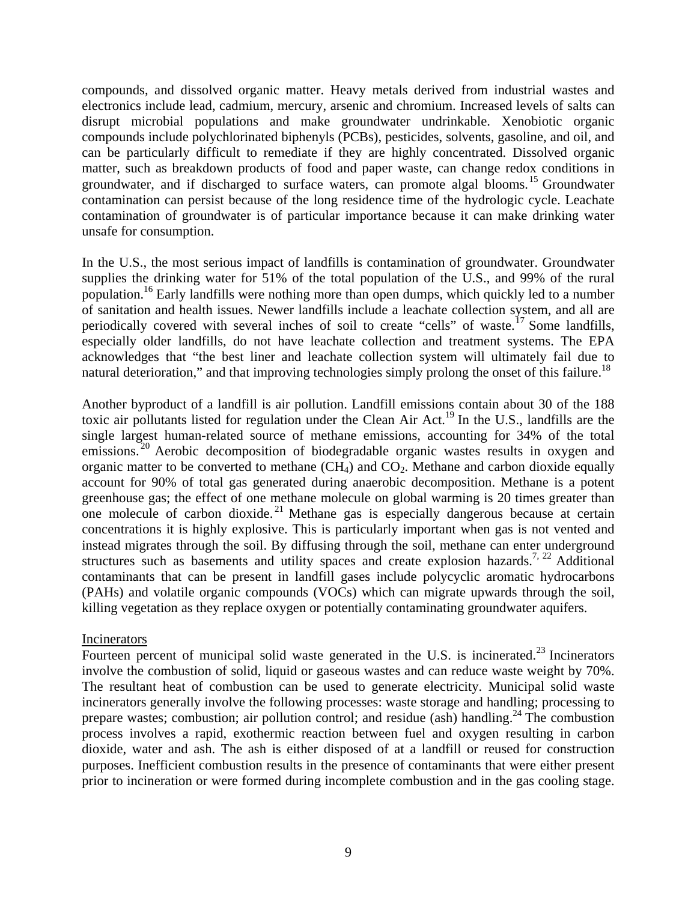compounds, and dissolved organic matter. Heavy metals derived from industrial wastes and electronics include lead, cadmium, mercury, arsenic and chromium. Increased levels of salts can disrupt microbial populations and make groundwater undrinkable. Xenobiotic organic compounds include polychlorinated biphenyls (PCBs), pesticides, solvents, gasoline, and oil, and can be particularly difficult to remediate if they are highly concentrated. Dissolved organic matter, such as breakdown products of food and paper waste, can change redox conditions in groundwater, and if discharged to surface waters, can promote algal blooms.[15] Groundwater contamination can persist because of the long residence time of the hydrologic cycle. Leachate contamination of groundwater is of particular importance because it can make drinking water unsafe for consumption.

In the U.S., the most serious impact of landfills is contamination of groundwater. Groundwater supplies the drinking water for 51% of the total population of the U.S., and 99% of the rural population.[16] Early landfills were nothing more than open dumps, which quickly led to a number of sanitation and health issues. Newer landfills include a leachate collection system, and all are periodically covered with several inches of soil to create "cells" of waste.[17] Some landfills, especially older landfills, do not have leachate collection and treatment systems. The EPA acknowledges that "the best liner and leachate collection system will ultimately fail due to natural deterioration," and that improving technologies simply prolong the onset of this failure.[18]

Another byproduct of a landfill is air pollution. Landfill emissions contain about 30 of the 188 toxic air pollutants listed for regulation under the Clean Air Act.[19] In the U.S., landfills are the single largest human-related source of methane emissions, accounting for 34% of the total emissions.[20] Aerobic decomposition of biodegradable organic wastes results in oxygen and organic matter to be converted to methane ($CH_4$) and $CO_2$. Methane and carbon dioxide equally account for 90% of total gas generated during anaerobic decomposition. Methane is a potent greenhouse gas; the effect of one methane molecule on global warming is 20 times greater than one molecule of carbon dioxide.[21] Methane gas is especially dangerous because at certain concentrations it is highly explosive. This is particularly important when gas is not vented and instead migrates through the soil. By diffusing through the soil, methane can enter underground structures such as basements and utility spaces and create explosion hazards.[7, 22] Additional contaminants that can be present in landfill gases include polycyclic aromatic hydrocarbons (PAHs) and volatile organic compounds (VOCs) which can migrate upwards through the soil, killing vegetation as they replace oxygen or potentially contaminating groundwater aquifers.

Incinerators

Fourteen percent of municipal solid waste generated in the U.S. is incinerated.[23] Incinerators involve the combustion of solid, liquid or gaseous wastes and can reduce waste weight by 70%. The resultant heat of combustion can be used to generate electricity. Municipal solid waste incinerators generally involve the following processes: waste storage and handling; processing to prepare wastes; combustion; air pollution control; and residue (ash) handling.[24] The combustion process involves a rapid, exothermic reaction between fuel and oxygen resulting in carbon dioxide, water and ash. The ash is either disposed of at a landfill or reused for construction purposes. Inefficient combustion results in the presence of contaminants that were either present prior to incineration or were formed during incomplete combustion and in the gas cooling stage.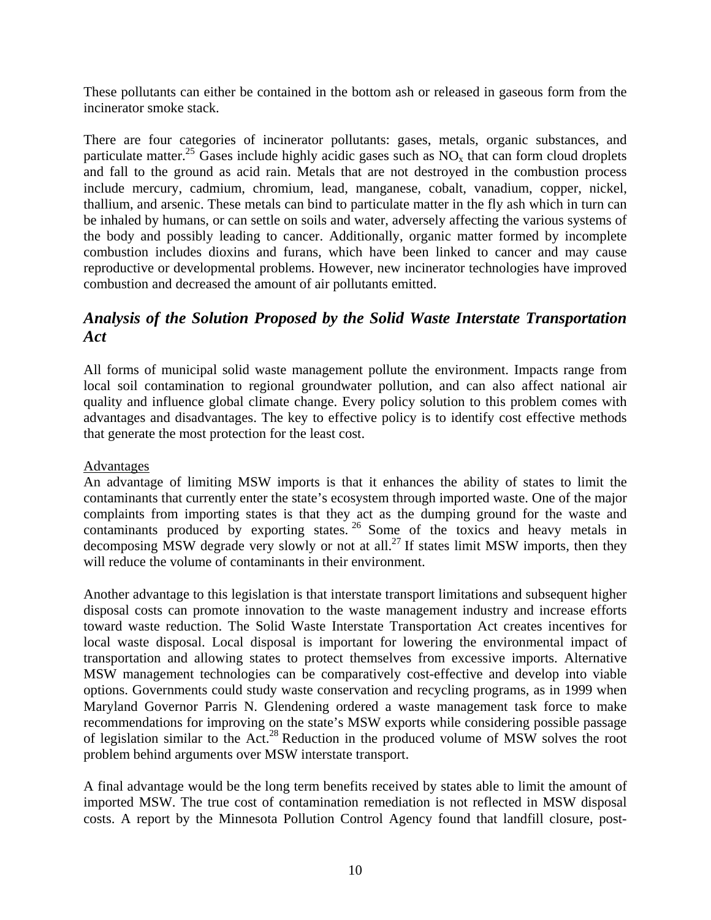These pollutants can either be contained in the bottom ash or released in gaseous form from the incinerator smoke stack.

There are four categories of incinerator pollutants: gases, metals, organic substances, and particulate matter.[25] Gases include highly acidic gases such as $NO_x$ that can form cloud droplets and fall to the ground as acid rain. Metals that are not destroyed in the combustion process include mercury, cadmium, chromium, lead, manganese, cobalt, vanadium, copper, nickel, thallium, and arsenic. These metals can bind to particulate matter in the fly ash which in turn can be inhaled by humans, or can settle on soils and water, adversely affecting the various systems of the body and possibly leading to cancer. Additionally, organic matter formed by incomplete combustion includes dioxins and furans, which have been linked to cancer and may cause reproductive or developmental problems. However, new incinerator technologies have improved combustion and decreased the amount of air pollutants emitted.

## *Analysis of the Solution Proposed by the Solid Waste Interstate Transportation Act*

All forms of municipal solid waste management pollute the environment. Impacts range from local soil contamination to regional groundwater pollution, and can also affect national air quality and influence global climate change. Every policy solution to this problem comes with advantages and disadvantages. The key to effective policy is to identify cost effective methods that generate the most protection for the least cost.

Advantages

An advantage of limiting MSW imports is that it enhances the ability of states to limit the contaminants that currently enter the state's ecosystem through imported waste. One of the major complaints from importing states is that they act as the dumping ground for the waste and contaminants produced by exporting states.[26] Some of the toxics and heavy metals in decomposing MSW degrade very slowly or not at all.[27] If states limit MSW imports, then they will reduce the volume of contaminants in their environment.

Another advantage to this legislation is that interstate transport limitations and subsequent higher disposal costs can promote innovation to the waste management industry and increase efforts toward waste reduction. The Solid Waste Interstate Transportation Act creates incentives for local waste disposal. Local disposal is important for lowering the environmental impact of transportation and allowing states to protect themselves from excessive imports. Alternative MSW management technologies can be comparatively cost-effective and develop into viable options. Governments could study waste conservation and recycling programs, as in 1999 when Maryland Governor Parris N. Glendening ordered a waste management task force to make recommendations for improving on the state's MSW exports while considering possible passage of legislation similar to the Act.[28] Reduction in the produced volume of MSW solves the root problem behind arguments over MSW interstate transport.

A final advantage would be the long term benefits received by states able to limit the amount of imported MSW. The true cost of contamination remediation is not reflected in MSW disposal costs. A report by the Minnesota Pollution Control Agency found that landfill closure, post-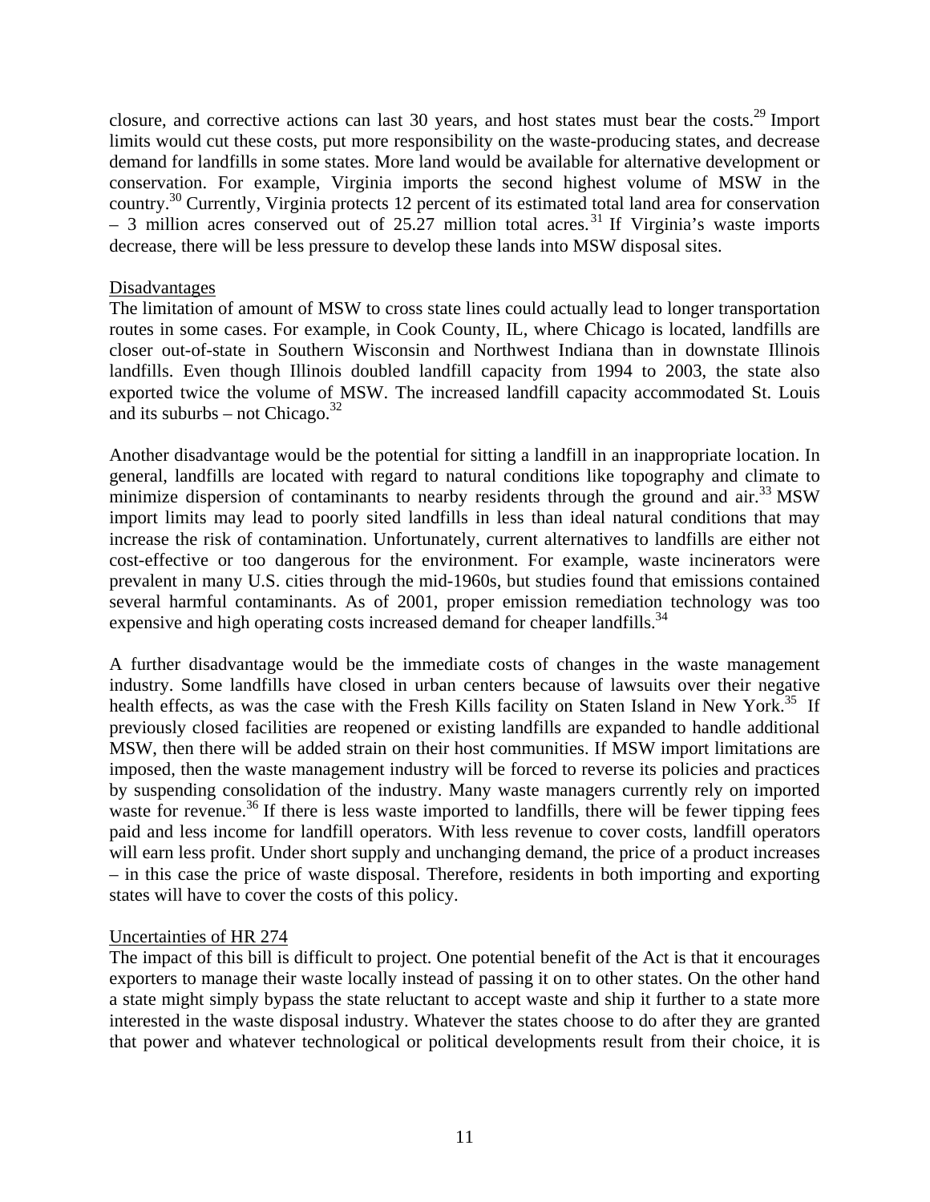closure, and corrective actions can last 30 years, and host states must bear the costs.[29] Import limits would cut these costs, put more responsibility on the waste-producing states, and decrease demand for landfills in some states. More land would be available for alternative development or conservation. For example, Virginia imports the second highest volume of MSW in the country.[30] Currently, Virginia protects 12 percent of its estimated total land area for conservation – 3 million acres conserved out of 25.27 million total acres.[31] If Virginia's waste imports decrease, there will be less pressure to develop these lands into MSW disposal sites.

Disadvantages

The limitation of amount of MSW to cross state lines could actually lead to longer transportation routes in some cases. For example, in Cook County, IL, where Chicago is located, landfills are closer out-of-state in Southern Wisconsin and Northwest Indiana than in downstate Illinois landfills. Even though Illinois doubled landfill capacity from 1994 to 2003, the state also exported twice the volume of MSW. The increased landfill capacity accommodated St. Louis and its suburbs – not Chicago.[32]

Another disadvantage would be the potential for sitting a landfill in an inappropriate location. In general, landfills are located with regard to natural conditions like topography and climate to minimize dispersion of contaminants to nearby residents through the ground and air.[33] MSW import limits may lead to poorly sited landfills in less than ideal natural conditions that may increase the risk of contamination. Unfortunately, current alternatives to landfills are either not cost-effective or too dangerous for the environment. For example, waste incinerators were prevalent in many U.S. cities through the mid-1960s, but studies found that emissions contained several harmful contaminants. As of 2001, proper emission remediation technology was too expensive and high operating costs increased demand for cheaper landfills.[34]

A further disadvantage would be the immediate costs of changes in the waste management industry. Some landfills have closed in urban centers because of lawsuits over their negative health effects, as was the case with the Fresh Kills facility on Staten Island in New York.[35] If previously closed facilities are reopened or existing landfills are expanded to handle additional MSW, then there will be added strain on their host communities. If MSW import limitations are imposed, then the waste management industry will be forced to reverse its policies and practices by suspending consolidation of the industry. Many waste managers currently rely on imported waste for revenue.[36] If there is less waste imported to landfills, there will be fewer tipping fees paid and less income for landfill operators. With less revenue to cover costs, landfill operators will earn less profit. Under short supply and unchanging demand, the price of a product increases – in this case the price of waste disposal. Therefore, residents in both importing and exporting states will have to cover the costs of this policy.

Uncertainties of HR 274

The impact of this bill is difficult to project. One potential benefit of the Act is that it encourages exporters to manage their waste locally instead of passing it on to other states. On the other hand a state might simply bypass the state reluctant to accept waste and ship it further to a state more interested in the waste disposal industry. Whatever the states choose to do after they are granted that power and whatever technological or political developments result from their choice, it is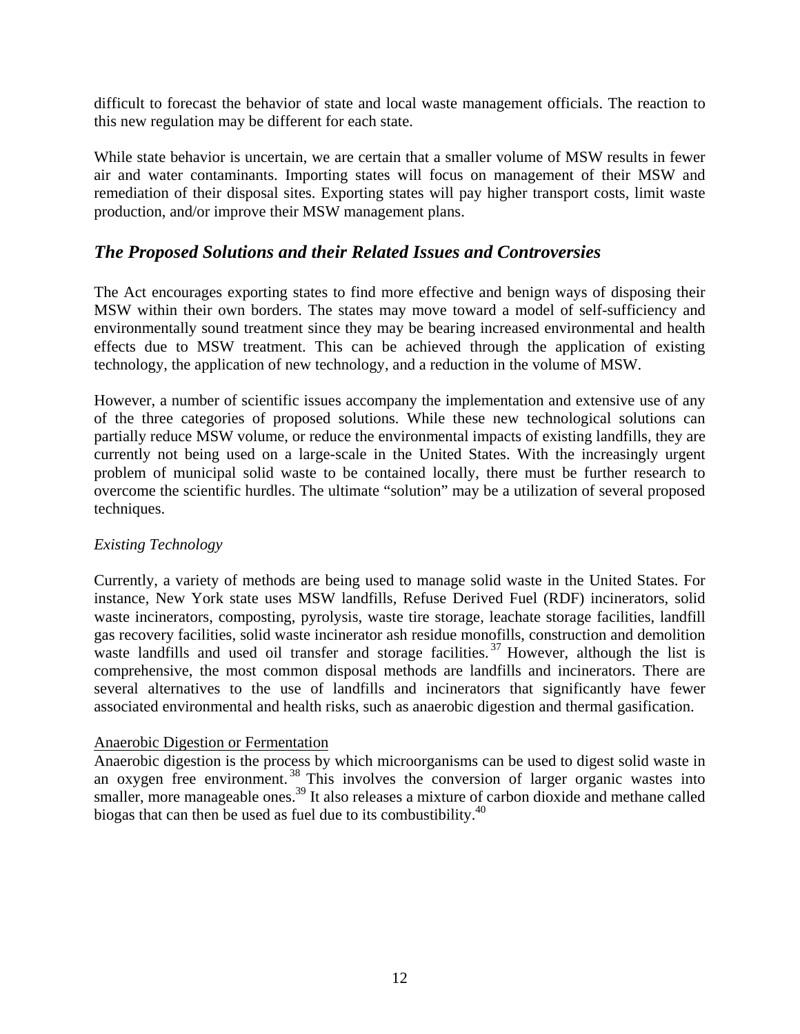difficult to forecast the behavior of state and local waste management officials. The reaction to this new regulation may be different for each state.

While state behavior is uncertain, we are certain that a smaller volume of MSW results in fewer air and water contaminants. Importing states will focus on management of their MSW and remediation of their disposal sites. Exporting states will pay higher transport costs, limit waste production, and/or improve their MSW management plans.

## *The Proposed Solutions and their Related Issues and Controversies*

The Act encourages exporting states to find more effective and benign ways of disposing their MSW within their own borders. The states may move toward a model of self-sufficiency and environmentally sound treatment since they may be bearing increased environmental and health effects due to MSW treatment. This can be achieved through the application of existing technology, the application of new technology, and a reduction in the volume of MSW.

However, a number of scientific issues accompany the implementation and extensive use of any of the three categories of proposed solutions. While these new technological solutions can partially reduce MSW volume, or reduce the environmental impacts of existing landfills, they are currently not being used on a large-scale in the United States. With the increasingly urgent problem of municipal solid waste to be contained locally, there must be further research to overcome the scientific hurdles. The ultimate "solution" may be a utilization of several proposed techniques.

### *Existing Technology*

Currently, a variety of methods are being used to manage solid waste in the United States. For instance, New York state uses MSW landfills, Refuse Derived Fuel (RDF) incinerators, solid waste incinerators, composting, pyrolysis, waste tire storage, leachate storage facilities, landfill gas recovery facilities, solid waste incinerator ash residue monofills, construction and demolition waste landfills and used oil transfer and storage facilities.[37] However, although the list is comprehensive, the most common disposal methods are landfills and incinerators. There are several alternatives to the use of landfills and incinerators that significantly have fewer associated environmental and health risks, such as anaerobic digestion and thermal gasification.

#### Anaerobic Digestion or Fermentation

Anaerobic digestion is the process by which microorganisms can be used to digest solid waste in an oxygen free environment.[38] This involves the conversion of larger organic wastes into smaller, more manageable ones.[39] It also releases a mixture of carbon dioxide and methane called biogas that can then be used as fuel due to its combustibility.[40]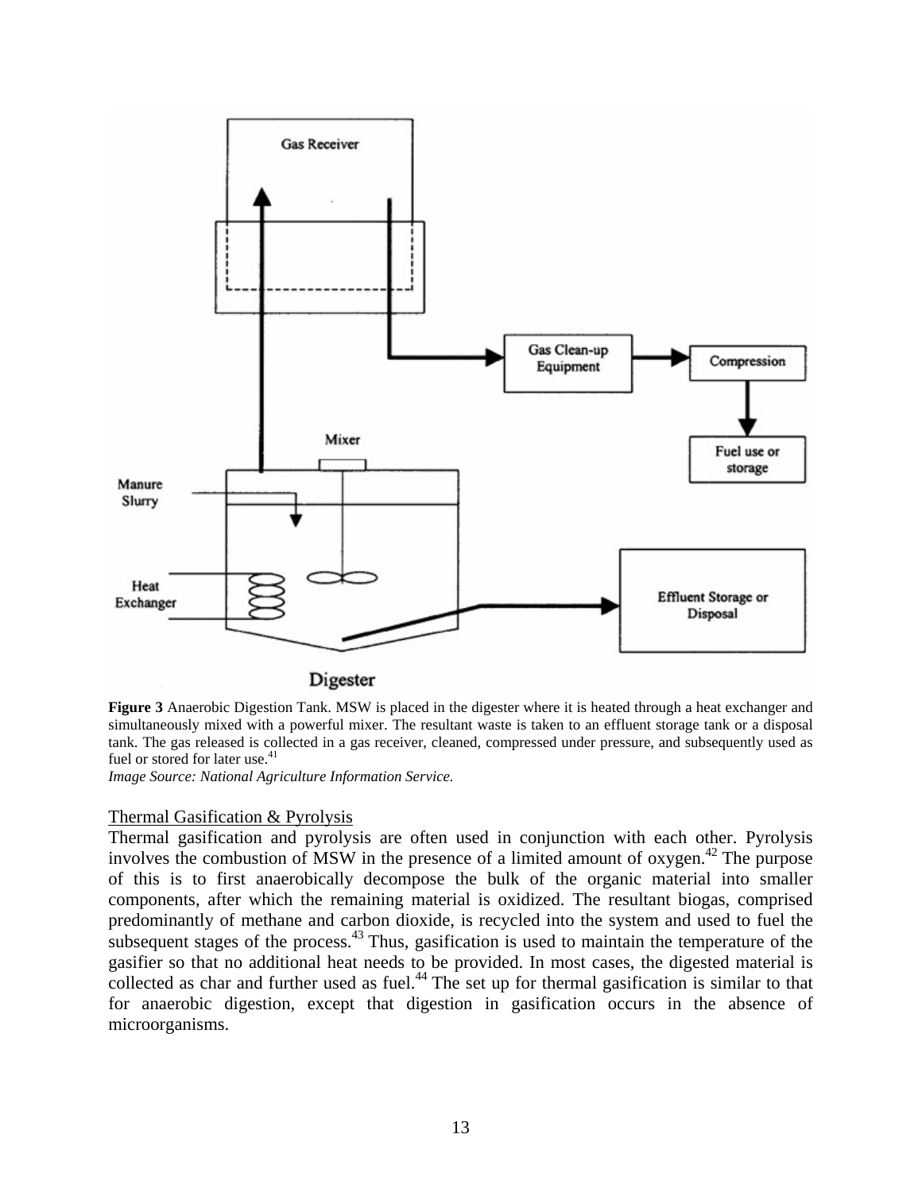**Figure 3** Anaerobic Digestion Tank. MSW is placed in the digester where it is heated through a heat exchanger and simultaneously mixed with a powerful mixer. The resultant waste is taken to an effluent storage tank or a disposal tank. The gas released is collected in a gas receiver, cleaned, compressed under pressure, and subsequently used as fuel or stored for later use.[41]
*Image Source: National Agriculture Information Service.*

Thermal Gasification & Pyrolysis

Thermal gasification and pyrolysis are often used in conjunction with each other. Pyrolysis involves the combustion of MSW in the presence of a limited amount of oxygen.[42] The purpose of this is to first anaerobically decompose the bulk of the organic material into smaller components, after which the remaining material is oxidized. The resultant biogas, comprised predominantly of methane and carbon dioxide, is recycled into the system and used to fuel the subsequent stages of the process.[43] Thus, gasification is used to maintain the temperature of the gasifier so that no additional heat needs to be provided. In most cases, the digested material is collected as char and further used as fuel.[44] The set up for thermal gasification is similar to that for anaerobic digestion, except that digestion in gasification occurs in the absence of microorganisms.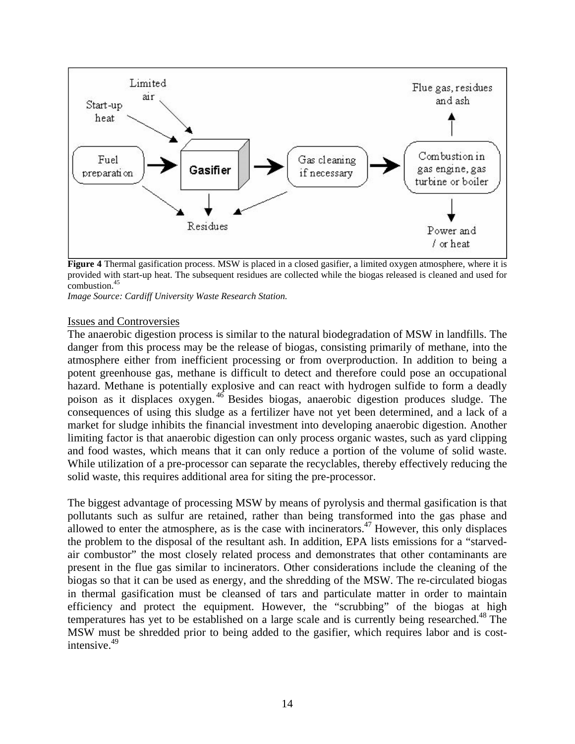**Figure 4** Thermal gasification process. MSW is placed in a closed gasifier, a limited oxygen atmosphere, where it is provided with start-up heat. The subsequent residues are collected while the biogas released is cleaned and used for combustion.[45]

*Image Source: Cardiff University Waste Research Station.*

Issues and Controversies

The anaerobic digestion process is similar to the natural biodegradation of MSW in landfills. The danger from this process may be the release of biogas, consisting primarily of methane, into the atmosphere either from inefficient processing or from overproduction. In addition to being a potent greenhouse gas, methane is difficult to detect and therefore could pose an occupational hazard. Methane is potentially explosive and can react with hydrogen sulfide to form a deadly poison as it displaces oxygen.[46] Besides biogas, anaerobic digestion produces sludge. The consequences of using this sludge as a fertilizer have not yet been determined, and a lack of a market for sludge inhibits the financial investment into developing anaerobic digestion. Another limiting factor is that anaerobic digestion can only process organic wastes, such as yard clipping and food wastes, which means that it can only reduce a portion of the volume of solid waste. While utilization of a pre-processor can separate the recyclables, thereby effectively reducing the solid waste, this requires additional area for siting the pre-processor.

The biggest advantage of processing MSW by means of pyrolysis and thermal gasification is that pollutants such as sulfur are retained, rather than being transformed into the gas phase and allowed to enter the atmosphere, as is the case with incinerators.[47] However, this only displaces the problem to the disposal of the resultant ash. In addition, EPA lists emissions for a "starved-air combustor" the most closely related process and demonstrates that other contaminants are present in the flue gas similar to incinerators. Other considerations include the cleaning of the biogas so that it can be used as energy, and the shredding of the MSW. The re-circulated biogas in thermal gasification must be cleansed of tars and particulate matter in order to maintain efficiency and protect the equipment. However, the "scrubbing" of the biogas at high temperatures has yet to be established on a large scale and is currently being researched.[48] The MSW must be shredded prior to being added to the gasifier, which requires labor and is cost-intensive.[49]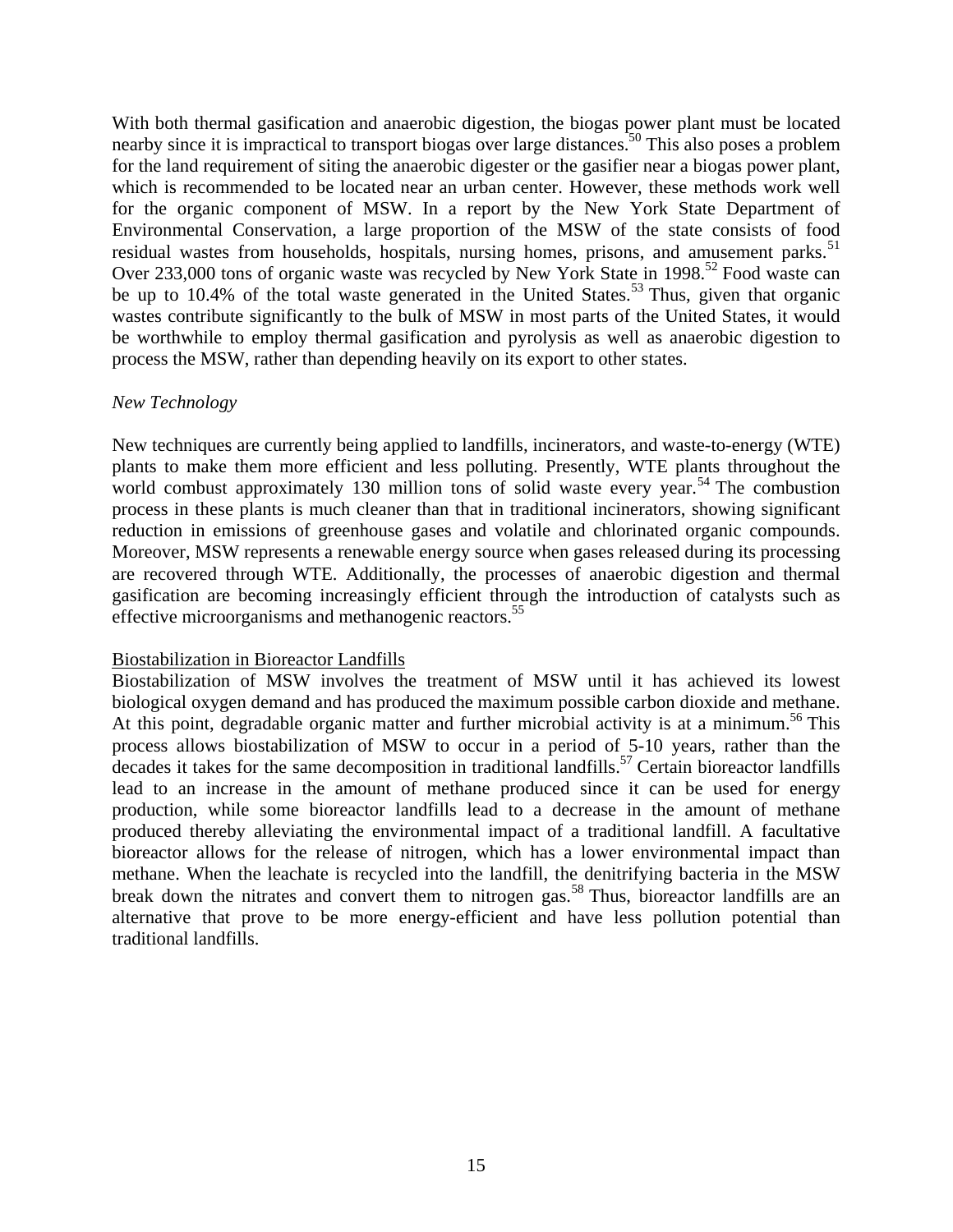With both thermal gasification and anaerobic digestion, the biogas power plant must be located nearby since it is impractical to transport biogas over large distances.[50] This also poses a problem for the land requirement of siting the anaerobic digester or the gasifier near a biogas power plant, which is recommended to be located near an urban center. However, these methods work well for the organic component of MSW. In a report by the New York State Department of Environmental Conservation, a large proportion of the MSW of the state consists of food residual wastes from households, hospitals, nursing homes, prisons, and amusement parks.[51] Over 233,000 tons of organic waste was recycled by New York State in 1998.[52] Food waste can be up to 10.4% of the total waste generated in the United States.[53] Thus, given that organic wastes contribute significantly to the bulk of MSW in most parts of the United States, it would be worthwhile to employ thermal gasification and pyrolysis as well as anaerobic digestion to process the MSW, rather than depending heavily on its export to other states.

*New Technology*

New techniques are currently being applied to landfills, incinerators, and waste-to-energy (WTE) plants to make them more efficient and less polluting. Presently, WTE plants throughout the world combust approximately 130 million tons of solid waste every year.[54] The combustion process in these plants is much cleaner than that in traditional incinerators, showing significant reduction in emissions of greenhouse gases and volatile and chlorinated organic compounds. Moreover, MSW represents a renewable energy source when gases released during its processing are recovered through WTE. Additionally, the processes of anaerobic digestion and thermal gasification are becoming increasingly efficient through the introduction of catalysts such as effective microorganisms and methanogenic reactors.[55]

<u>Biostabilization in Bioreactor Landfills</u>

Biostabilization of MSW involves the treatment of MSW until it has achieved its lowest biological oxygen demand and has produced the maximum possible carbon dioxide and methane. At this point, degradable organic matter and further microbial activity is at a minimum.[56] This process allows biostabilization of MSW to occur in a period of 5-10 years, rather than the decades it takes for the same decomposition in traditional landfills.[57] Certain bioreactor landfills lead to an increase in the amount of methane produced since it can be used for energy production, while some bioreactor landfills lead to a decrease in the amount of methane produced thereby alleviating the environmental impact of a traditional landfill. A facultative bioreactor allows for the release of nitrogen, which has a lower environmental impact than methane. When the leachate is recycled into the landfill, the denitrifying bacteria in the MSW break down the nitrates and convert them to nitrogen gas.[58] Thus, bioreactor landfills are an alternative that prove to be more energy-efficient and have less pollution potential than traditional landfills.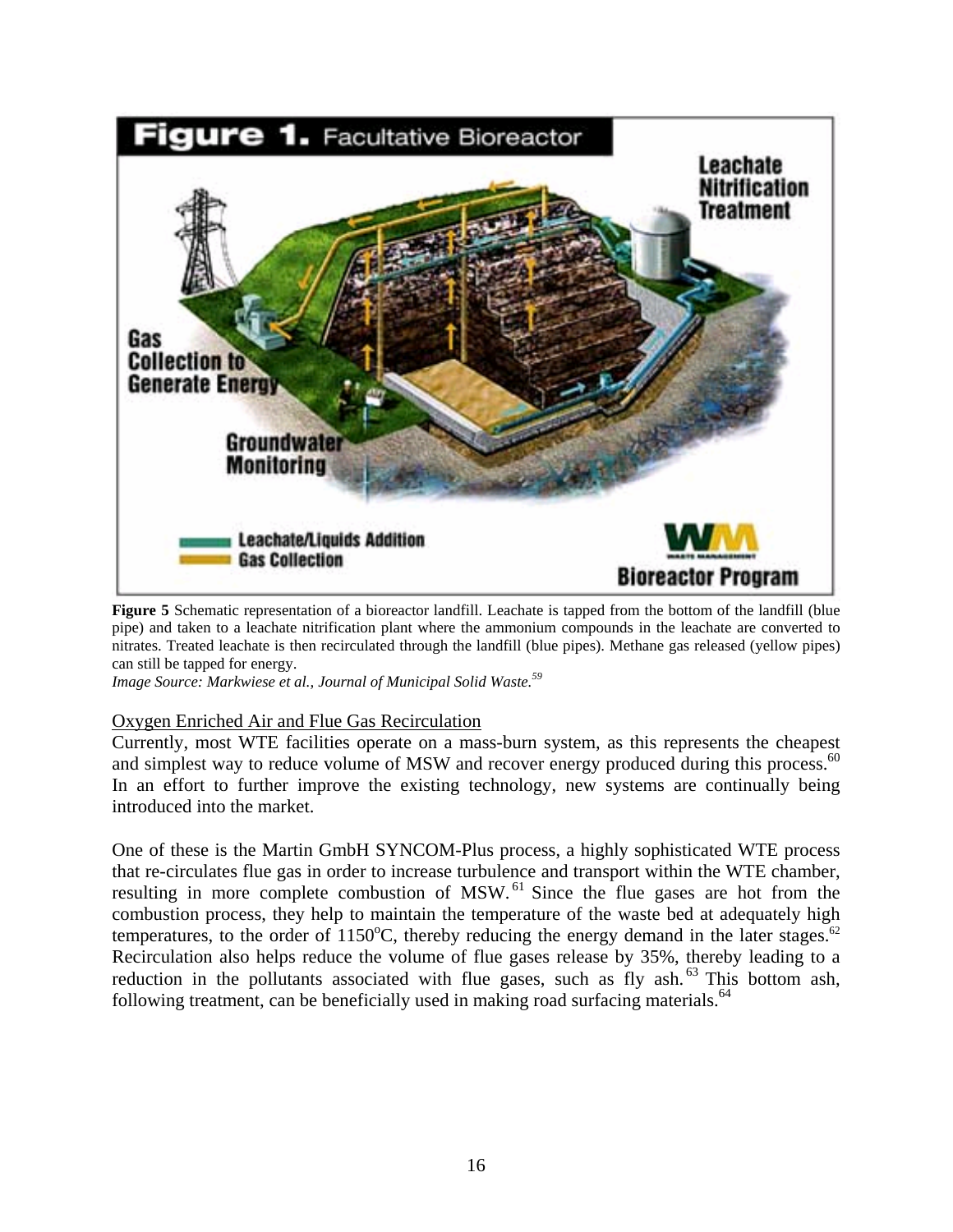**Figure 5** Schematic representation of a bioreactor landfill. Leachate is tapped from the bottom of the landfill (blue pipe) and taken to a leachate nitrification plant where the ammonium compounds in the leachate are converted to nitrates. Treated leachate is then recirculated through the landfill (blue pipes). Methane gas released (yellow pipes) can still be tapped for energy.
*Image Source: Markwiese et al., Journal of Municipal Solid Waste.*[59]

Oxygen Enriched Air and Flue Gas Recirculation

Currently, most WTE facilities operate on a mass-burn system, as this represents the cheapest and simplest way to reduce volume of MSW and recover energy produced during this process.[60] In an effort to further improve the existing technology, new systems are continually being introduced into the market.

One of these is the Martin GmbH SYNCOM-Plus process, a highly sophisticated WTE process that re-circulates flue gas in order to increase turbulence and transport within the WTE chamber, resulting in more complete combustion of MSW.[61] Since the flue gases are hot from the combustion process, they help to maintain the temperature of the waste bed at adequately high temperatures, to the order of 1150°C, thereby reducing the energy demand in the later stages.[62] Recirculation also helps reduce the volume of flue gases release by 35%, thereby leading to a reduction in the pollutants associated with flue gases, such as fly ash.[63] This bottom ash, following treatment, can be beneficially used in making road surfacing materials.[64]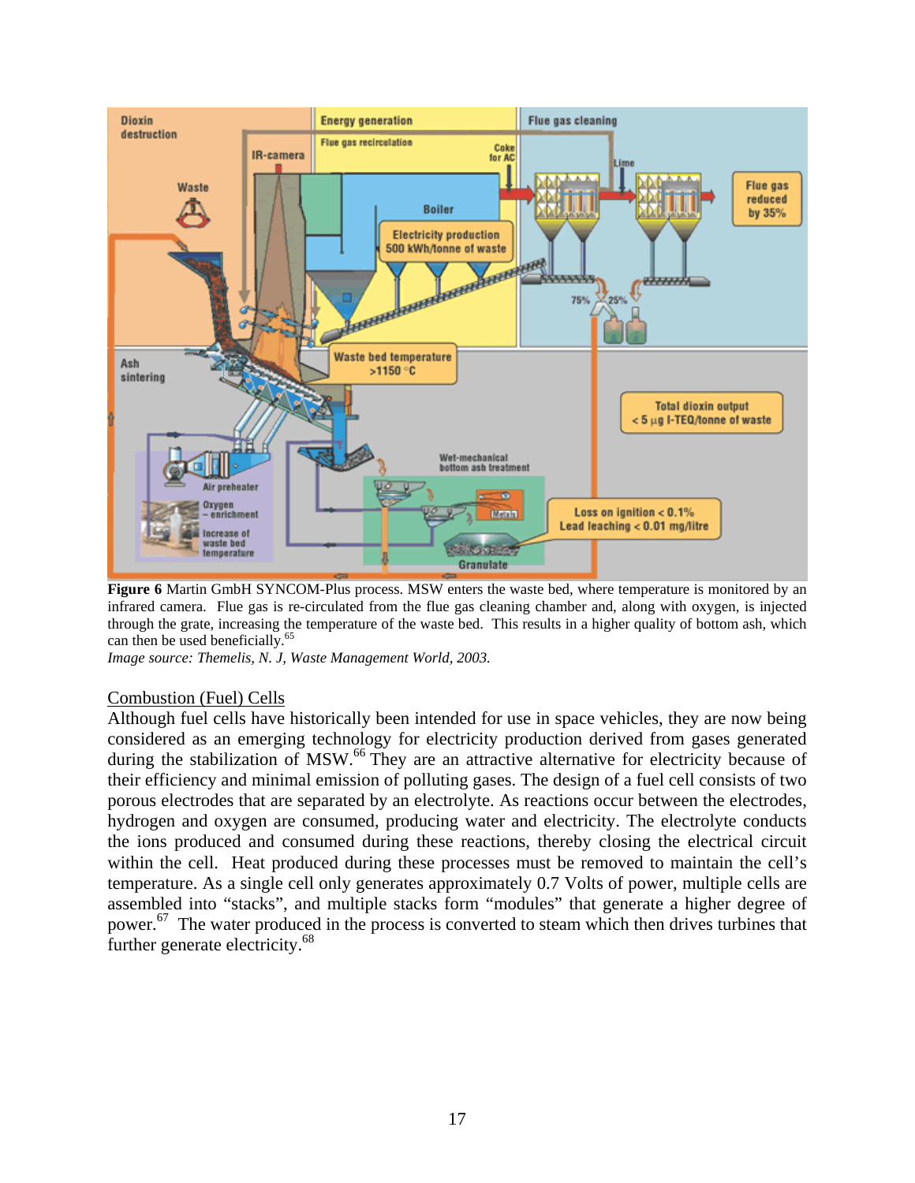**Figure 6** Martin GmbH SYNCOM-Plus process. MSW enters the waste bed, where temperature is monitored by an infrared camera. Flue gas is re-circulated from the flue gas cleaning chamber and, along with oxygen, is injected through the grate, increasing the temperature of the waste bed. This results in a higher quality of bottom ash, which can then be used beneficially.[65]

*Image source: Themelis, N. J, Waste Management World, 2003.*

<u>Combustion (Fuel) Cells</u>

Although fuel cells have historically been intended for use in space vehicles, they are now being considered as an emerging technology for electricity production derived from gases generated during the stabilization of MSW.[66] They are an attractive alternative for electricity because of their efficiency and minimal emission of polluting gases. The design of a fuel cell consists of two porous electrodes that are separated by an electrolyte. As reactions occur between the electrodes, hydrogen and oxygen are consumed, producing water and electricity. The electrolyte conducts the ions produced and consumed during these reactions, thereby closing the electrical circuit within the cell. Heat produced during these processes must be removed to maintain the cell's temperature. As a single cell only generates approximately 0.7 Volts of power, multiple cells are assembled into "stacks", and multiple stacks form "modules" that generate a higher degree of power.[67] The water produced in the process is converted to steam which then drives turbines that further generate electricity.[68]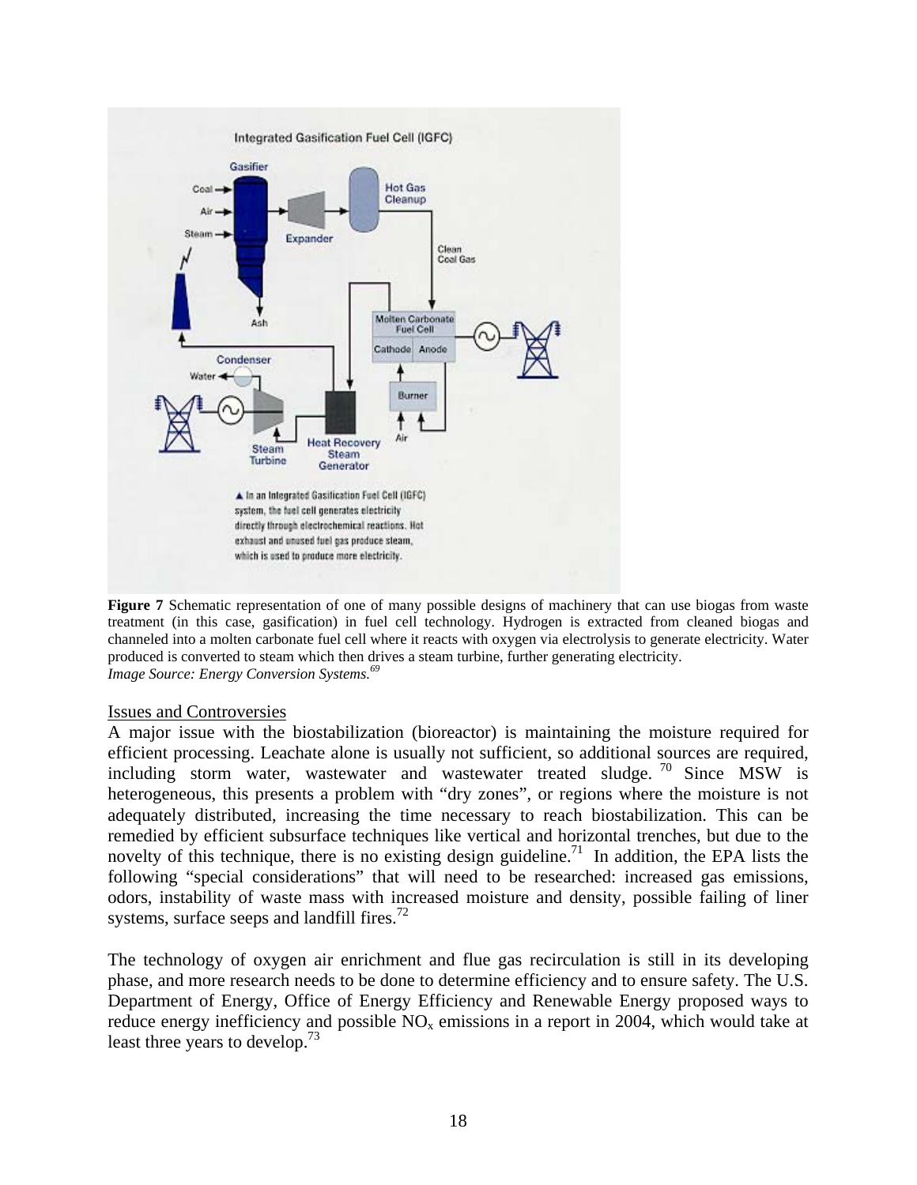**Figure 7** Schematic representation of one of many possible designs of machinery that can use biogas from waste treatment (in this case, gasification) in fuel cell technology. Hydrogen is extracted from cleaned biogas and channeled into a molten carbonate fuel cell where it reacts with oxygen via electrolysis to generate electricity. Water produced is converted to steam which then drives a steam turbine, further generating electricity.
*Image Source: Energy Conversion Systems.*[69]

Issues and Controversies

A major issue with the biostabilization (bioreactor) is maintaining the moisture required for efficient processing. Leachate alone is usually not sufficient, so additional sources are required, including storm water, wastewater and wastewater treated sludge.[70] Since MSW is heterogeneous, this presents a problem with "dry zones", or regions where the moisture is not adequately distributed, increasing the time necessary to reach biostabilization. This can be remedied by efficient subsurface techniques like vertical and horizontal trenches, but due to the novelty of this technique, there is no existing design guideline.[71] In addition, the EPA lists the following "special considerations" that will need to be researched: increased gas emissions, odors, instability of waste mass with increased moisture and density, possible failing of liner systems, surface seeps and landfill fires.[72]

The technology of oxygen air enrichment and flue gas recirculation is still in its developing phase, and more research needs to be done to determine efficiency and to ensure safety. The U.S. Department of Energy, Office of Energy Efficiency and Renewable Energy proposed ways to reduce energy inefficiency and possible $NO_x$ emissions in a report in 2004, which would take at least three years to develop.[73]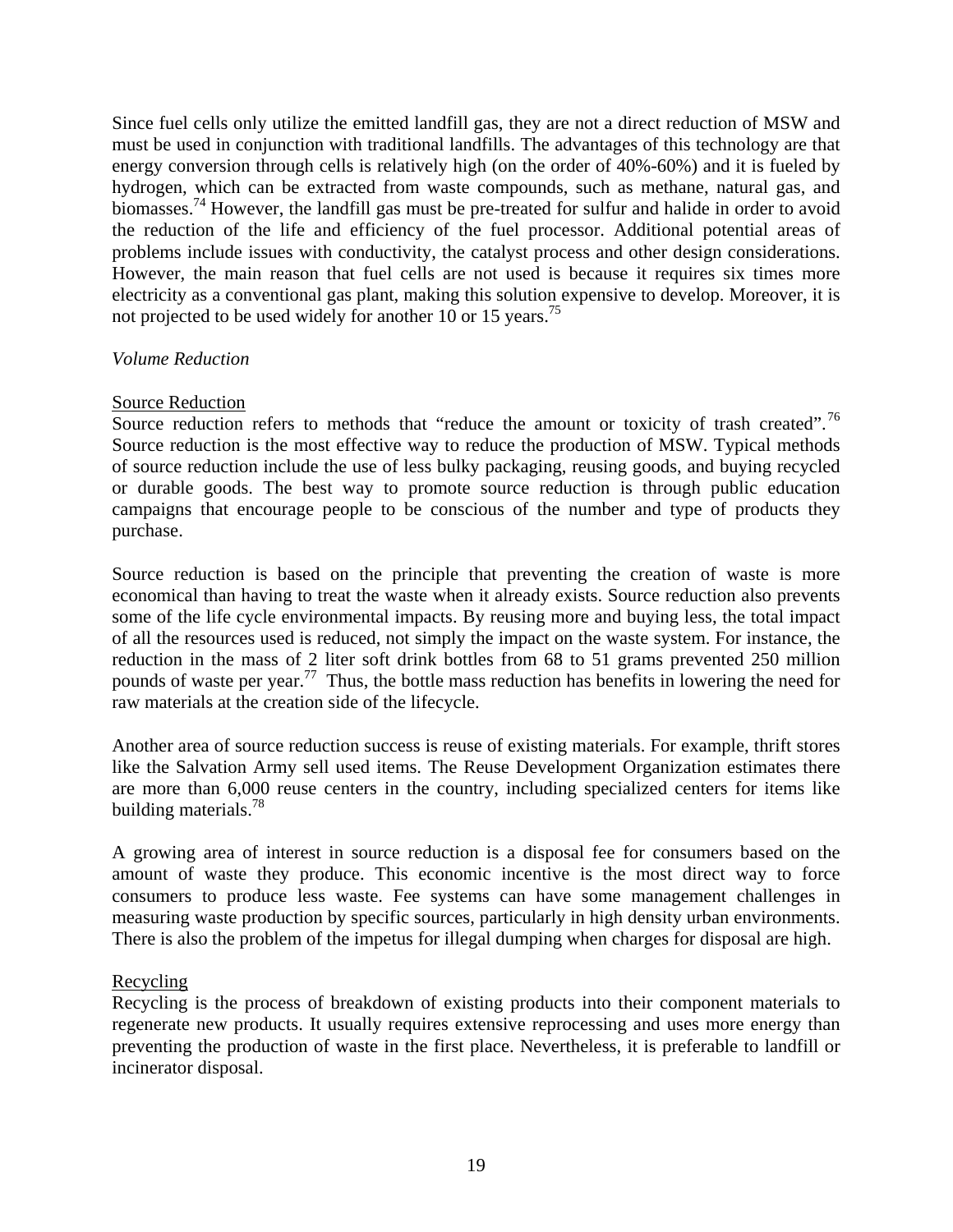Since fuel cells only utilize the emitted landfill gas, they are not a direct reduction of MSW and must be used in conjunction with traditional landfills. The advantages of this technology are that energy conversion through cells is relatively high (on the order of 40%-60%) and it is fueled by hydrogen, which can be extracted from waste compounds, such as methane, natural gas, and biomasses.[74] However, the landfill gas must be pre-treated for sulfur and halide in order to avoid the reduction of the life and efficiency of the fuel processor. Additional potential areas of problems include issues with conductivity, the catalyst process and other design considerations. However, the main reason that fuel cells are not used is because it requires six times more electricity as a conventional gas plant, making this solution expensive to develop. Moreover, it is not projected to be used widely for another 10 or 15 years.[75]

*Volume Reduction*

Source Reduction

Source reduction refers to methods that "reduce the amount or toxicity of trash created".[76] Source reduction is the most effective way to reduce the production of MSW. Typical methods of source reduction include the use of less bulky packaging, reusing goods, and buying recycled or durable goods. The best way to promote source reduction is through public education campaigns that encourage people to be conscious of the number and type of products they purchase.

Source reduction is based on the principle that preventing the creation of waste is more economical than having to treat the waste when it already exists. Source reduction also prevents some of the life cycle environmental impacts. By reusing more and buying less, the total impact of all the resources used is reduced, not simply the impact on the waste system. For instance, the reduction in the mass of 2 liter soft drink bottles from 68 to 51 grams prevented 250 million pounds of waste per year.[77] Thus, the bottle mass reduction has benefits in lowering the need for raw materials at the creation side of the lifecycle.

Another area of source reduction success is reuse of existing materials. For example, thrift stores like the Salvation Army sell used items. The Reuse Development Organization estimates there are more than 6,000 reuse centers in the country, including specialized centers for items like building materials.[78]

A growing area of interest in source reduction is a disposal fee for consumers based on the amount of waste they produce. This economic incentive is the most direct way to force consumers to produce less waste. Fee systems can have some management challenges in measuring waste production by specific sources, particularly in high density urban environments. There is also the problem of the impetus for illegal dumping when charges for disposal are high.

Recycling

Recycling is the process of breakdown of existing products into their component materials to regenerate new products. It usually requires extensive reprocessing and uses more energy than preventing the production of waste in the first place. Nevertheless, it is preferable to landfill or incinerator disposal.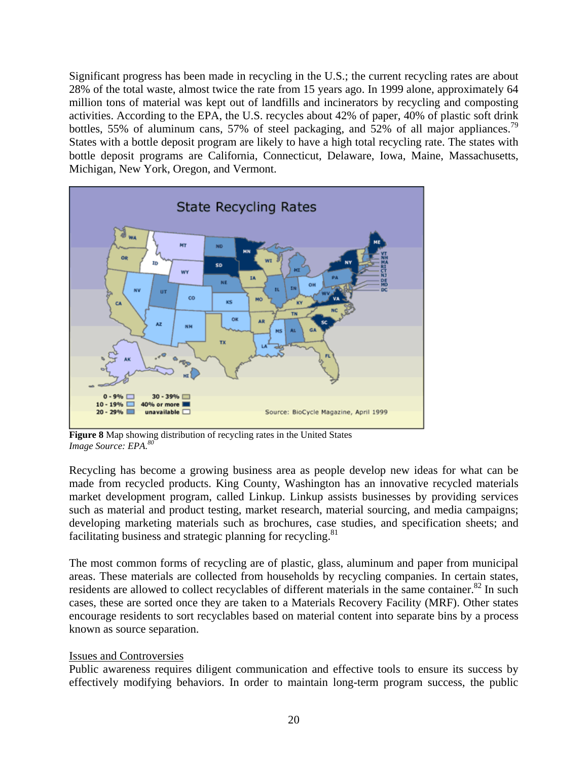Significant progress has been made in recycling in the U.S.; the current recycling rates are about 28% of the total waste, almost twice the rate from 15 years ago. In 1999 alone, approximately 64 million tons of material was kept out of landfills and incinerators by recycling and composting activities. According to the EPA, the U.S. recycles about 42% of paper, 40% of plastic soft drink bottles, 55% of aluminum cans, 57% of steel packaging, and 52% of all major appliances.[79] States with a bottle deposit program are likely to have a high total recycling rate. The states with bottle deposit programs are California, Connecticut, Delaware, Iowa, Maine, Massachusetts, Michigan, New York, Oregon, and Vermont.

**Figure 8** Map showing distribution of recycling rates in the United States
*Image Source: EPA.*[80]

Recycling has become a growing business area as people develop new ideas for what can be made from recycled products. King County, Washington has an innovative recycled materials market development program, called Linkup. Linkup assists businesses by providing services such as material and product testing, market research, material sourcing, and media campaigns; developing marketing materials such as brochures, case studies, and specification sheets; and facilitating business and strategic planning for recycling.[81]

The most common forms of recycling are of plastic, glass, aluminum and paper from municipal areas. These materials are collected from households by recycling companies. In certain states, residents are allowed to collect recyclables of different materials in the same container.[82] In such cases, these are sorted once they are taken to a Materials Recovery Facility (MRF). Other states encourage residents to sort recyclables based on material content into separate bins by a process known as source separation.

Issues and Controversies

Public awareness requires diligent communication and effective tools to ensure its success by effectively modifying behaviors. In order to maintain long-term program success, the public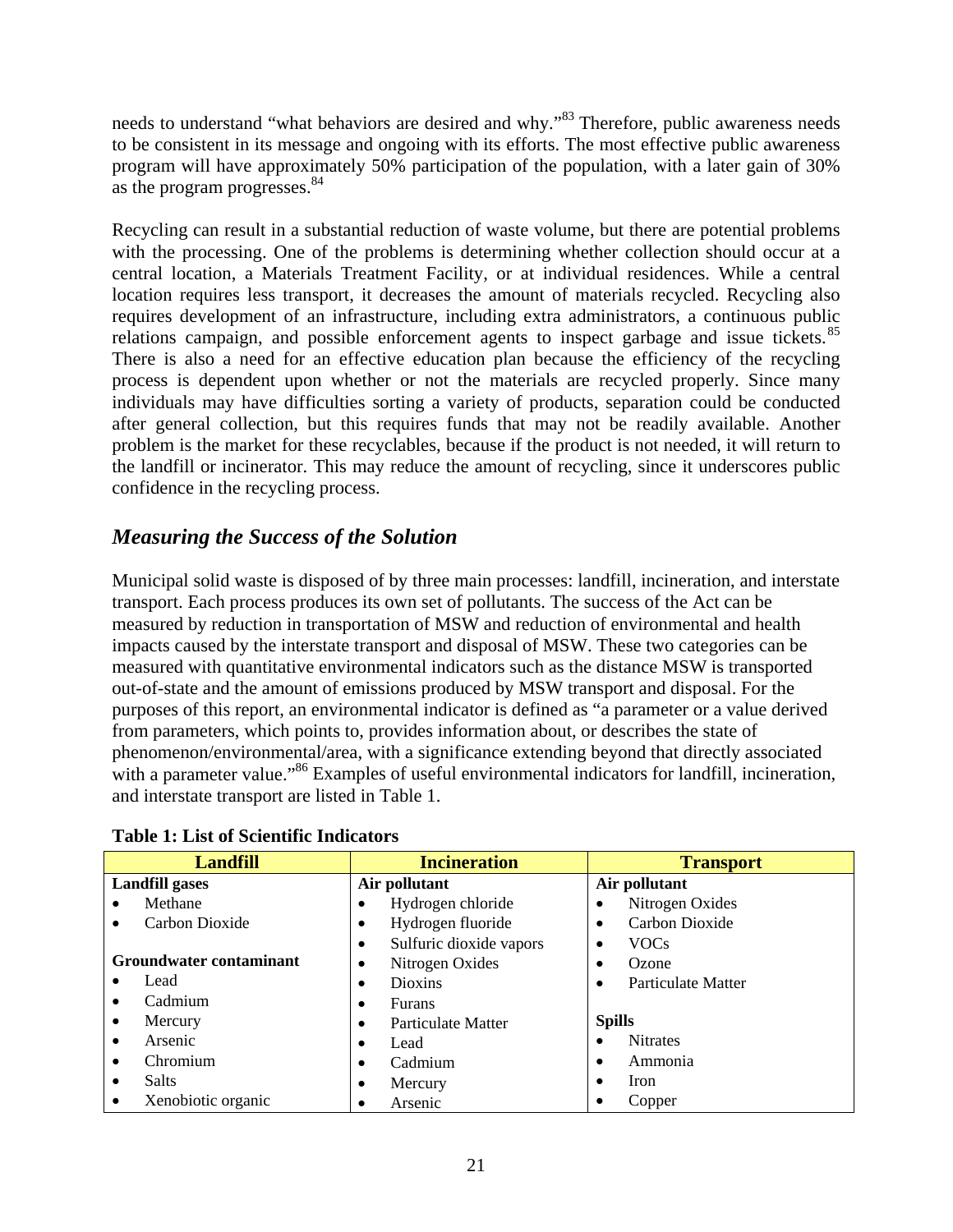needs to understand "what behaviors are desired and why."[83] Therefore, public awareness needs to be consistent in its message and ongoing with its efforts. The most effective public awareness program will have approximately 50% participation of the population, with a later gain of 30% as the program progresses.[84]

Recycling can result in a substantial reduction of waste volume, but there are potential problems with the processing. One of the problems is determining whether collection should occur at a central location, a Materials Treatment Facility, or at individual residences. While a central location requires less transport, it decreases the amount of materials recycled. Recycling also requires development of an infrastructure, including extra administrators, a continuous public relations campaign, and possible enforcement agents to inspect garbage and issue tickets.[85] There is also a need for an effective education plan because the efficiency of the recycling process is dependent upon whether or not the materials are recycled properly. Since many individuals may have difficulties sorting a variety of products, separation could be conducted after general collection, but this requires funds that may not be readily available. Another problem is the market for these recyclables, because if the product is not needed, it will return to the landfill or incinerator. This may reduce the amount of recycling, since it underscores public confidence in the recycling process.

## *Measuring the Success of the Solution*

Municipal solid waste is disposed of by three main processes: landfill, incineration, and interstate transport. Each process produces its own set of pollutants. The success of the Act can be measured by reduction in transportation of MSW and reduction of environmental and health impacts caused by the interstate transport and disposal of MSW. These two categories can be measured with quantitative environmental indicators such as the distance MSW is transported out-of-state and the amount of emissions produced by MSW transport and disposal. For the purposes of this report, an environmental indicator is defined as "a parameter or a value derived from parameters, which points to, provides information about, or describes the state of phenomenon/environmental/area, with a significance extending beyond that directly associated with a parameter value."[86] Examples of useful environmental indicators for landfill, incineration, and interstate transport are listed in Table 1.

**Table 1: List of Scientific Indicators**

| Landfill | Incineration | Transport |
|---|---|---|
| **Landfill gases** | **Air pollutant** | **Air pollutant** |
| • Methane | • Hydrogen chloride | • Nitrogen Oxides |
| • Carbon Dioxide | • Hydrogen fluoride | • Carbon Dioxide |
| | • Sulfuric dioxide vapors | • VOCs |
| **Groundwater contaminant** | • Nitrogen Oxides | • Ozone |
| • Lead | • Dioxins | • Particulate Matter |
| • Cadmium | • Furans | |
| • Mercury | • Particulate Matter | **Spills** |
| • Arsenic | • Lead | • Nitrates |
| • Chromium | • Cadmium | • Ammonia |
| • Salts | • Mercury | • Iron |
| • Xenobiotic organic | • Arsenic | • Copper |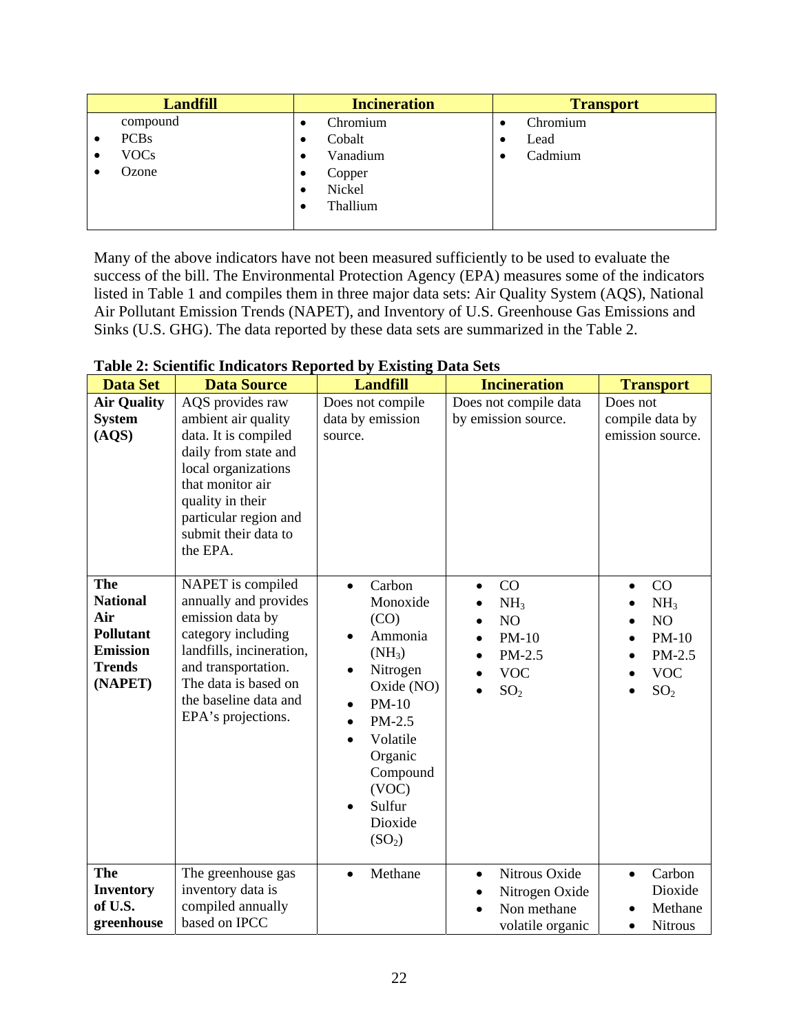| Landfill | Incineration | Transport |
|---|---|---|
| compound<br>• PCBs<br>• VOCs<br>• Ozone | • Chromium<br>• Cobalt<br>• Vanadium<br>• Copper<br>• Nickel<br>• Thallium | • Chromium<br>• Lead<br>• Cadmium |

Many of the above indicators have not been measured sufficiently to be used to evaluate the success of the bill. The Environmental Protection Agency (EPA) measures some of the indicators listed in Table 1 and compiles them in three major data sets: Air Quality System (AQS), National Air Pollutant Emission Trends (NAPET), and Inventory of U.S. Greenhouse Gas Emissions and Sinks (U.S. GHG). The data reported by these data sets are summarized in the Table 2.

**Table 2: Scientific Indicators Reported by Existing Data Sets**

| Data Set | Data Source | Landfill | Incineration | Transport |
|---|---|---|---|---|
| **Air Quality System (AQS)** | AQS provides raw ambient air quality data. It is compiled daily from state and local organizations that monitor air quality in their particular region and submit their data to the EPA. | Does not compile data by emission source. | Does not compile data by emission source. | Does not compile data by emission source. |
| **The National Air Pollutant Emission Trends (NAPET)** | NAPET is compiled annually and provides emission data by category including landfills, incineration, and transportation. The data is based on the baseline data and EPA's projections. | • Carbon Monoxide (CO)<br>• Ammonia ($NH_3$)<br>• Nitrogen Oxide (NO)<br>• PM-10<br>• PM-2.5<br>• Volatile Organic Compound (VOC)<br>• Sulfur Dioxide ($SO_2$) | • CO<br>• $NH_3$<br>• NO<br>• PM-10<br>• PM-2.5<br>• VOC<br>• $SO_2$ | • CO<br>• $NH_3$<br>• NO<br>• PM-10<br>• PM-2.5<br>• VOC<br>• $SO_2$ |
| **The Inventory of U.S. greenhouse** | The greenhouse gas inventory data is compiled annually based on IPCC | • Methane | • Nitrous Oxide<br>• Nitrogen Oxide<br>• Non methane volatile organic | • Carbon Dioxide<br>• Methane<br>• Nitrous |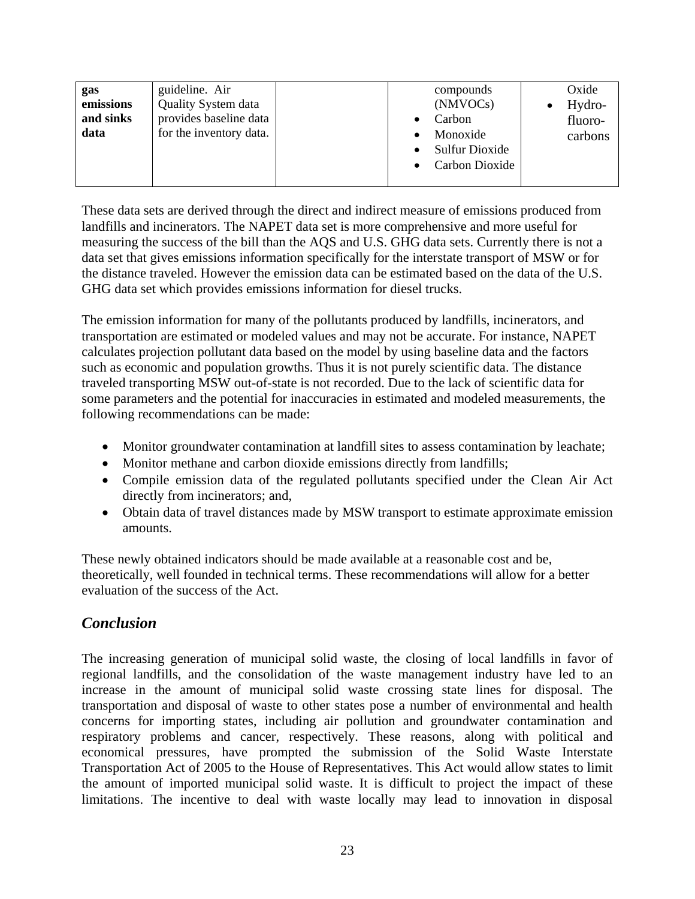| **gas emissions and sinks data** | guideline. Air Quality System data provides baseline data for the inventory data. | | compounds (NMVOCs)<br>• Carbon Monoxide<br>• Sulfur Dioxide<br>• Carbon Dioxide | Oxide<br>• Hydro-fluoro-carbons |
|---|---|---|---|---|

These data sets are derived through the direct and indirect measure of emissions produced from landfills and incinerators. The NAPET data set is more comprehensive and more useful for measuring the success of the bill than the AQS and U.S. GHG data sets. Currently there is not a data set that gives emissions information specifically for the interstate transport of MSW or for the distance traveled. However the emission data can be estimated based on the data of the U.S. GHG data set which provides emissions information for diesel trucks.

The emission information for many of the pollutants produced by landfills, incinerators, and transportation are estimated or modeled values and may not be accurate. For instance, NAPET calculates projection pollutant data based on the model by using baseline data and the factors such as economic and population growths. Thus it is not purely scientific data. The distance traveled transporting MSW out-of-state is not recorded. Due to the lack of scientific data for some parameters and the potential for inaccuracies in estimated and modeled measurements, the following recommendations can be made:

- Monitor groundwater contamination at landfill sites to assess contamination by leachate;
- Monitor methane and carbon dioxide emissions directly from landfills;
- Compile emission data of the regulated pollutants specified under the Clean Air Act directly from incinerators; and,
- Obtain data of travel distances made by MSW transport to estimate approximate emission amounts.

These newly obtained indicators should be made available at a reasonable cost and be, theoretically, well founded in technical terms. These recommendations will allow for a better evaluation of the success of the Act.

## *Conclusion*

The increasing generation of municipal solid waste, the closing of local landfills in favor of regional landfills, and the consolidation of the waste management industry have led to an increase in the amount of municipal solid waste crossing state lines for disposal. The transportation and disposal of waste to other states pose a number of environmental and health concerns for importing states, including air pollution and groundwater contamination and respiratory problems and cancer, respectively. These reasons, along with political and economical pressures, have prompted the submission of the Solid Waste Interstate Transportation Act of 2005 to the House of Representatives. This Act would allow states to limit the amount of imported municipal solid waste. It is difficult to project the impact of these limitations. The incentive to deal with waste locally may lead to innovation in disposal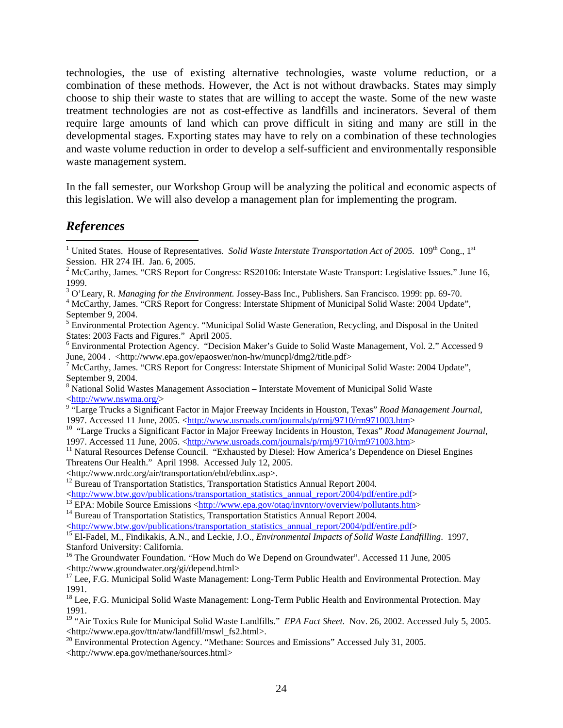technologies, the use of existing alternative technologies, waste volume reduction, or a combination of these methods. However, the Act is not without drawbacks. States may simply choose to ship their waste to states that are willing to accept the waste. Some of the new waste treatment technologies are not as cost-effective as landfills and incinerators. Several of them require large amounts of land which can prove difficult in siting and many are still in the developmental stages. Exporting states may have to rely on a combination of these technologies and waste volume reduction in order to develop a self-sufficient and environmentally responsible waste management system.

In the fall semester, our Workshop Group will be analyzing the political and economic aspects of this legislation. We will also develop a management plan for implementing the program.

## *References*

[1] United States. House of Representatives. *Solid Waste Interstate Transportation Act of 2005.* 109th Cong., 1st Session. HR 274 IH. Jan. 6, 2005.

[2] McCarthy, James. "CRS Report for Congress: RS20106: Interstate Waste Transport: Legislative Issues." June 16, 1999.

[3] O'Leary, R. *Managing for the Environment.* Jossey-Bass Inc., Publishers. San Francisco. 1999: pp. 69-70.

[4] McCarthy, James. "CRS Report for Congress: Interstate Shipment of Municipal Solid Waste: 2004 Update", September 9, 2004.

[5] Environmental Protection Agency. "Municipal Solid Waste Generation, Recycling, and Disposal in the United States: 2003 Facts and Figures." April 2005.

[6] Environmental Protection Agency. "Decision Maker's Guide to Solid Waste Management, Vol. 2." Accessed 9 June, 2004 . <http://www.epa.gov/epaoswer/non-hw/muncpl/dmg2/title.pdf>

[7] McCarthy, James. "CRS Report for Congress: Interstate Shipment of Municipal Solid Waste: 2004 Update", September 9, 2004.

[8] National Solid Wastes Management Association – Interstate Movement of Municipal Solid Waste <http://www.nswma.org/>

[9] "Large Trucks a Significant Factor in Major Freeway Incidents in Houston, Texas" *Road Management Journal*, 1997. Accessed 11 June, 2005. <http://www.usroads.com/journals/p/rmj/9710/rm971003.htm>

[10] "Large Trucks a Significant Factor in Major Freeway Incidents in Houston, Texas" *Road Management Journal*, 1997. Accessed 11 June, 2005. <http://www.usroads.com/journals/p/rmj/9710/rm971003.htm>

[11] Natural Resources Defense Council. "Exhausted by Diesel: How America's Dependence on Diesel Engines Threatens Our Health." April 1998. Accessed July 12, 2005. <http://www.nrdc.org/air/transportation/ebd/ebdinx.asp>.

[12] Bureau of Transportation Statistics, Transportation Statistics Annual Report 2004. <http://www.btw.gov/publications/transportation_statistics_annual_report/2004/pdf/entire.pdf>

[13] EPA: Mobile Source Emissions <http://www.epa.gov/otaq/invntory/overview/pollutants.htm>

[14] Bureau of Transportation Statistics, Transportation Statistics Annual Report 2004. <http://www.btw.gov/publications/transportation_statistics_annual_report/2004/pdf/entire.pdf>

[15] El-Fadel, M., Findikakis, A.N., and Leckie, J.O., *Environmental Impacts of Solid Waste Landfilling*. 1997, Stanford University: California.

[16] The Groundwater Foundation. "How Much do We Depend on Groundwater". Accessed 11 June, 2005 <http://www.groundwater.org/gi/depend.html>

[17] Lee, F.G. Municipal Solid Waste Management: Long-Term Public Health and Environmental Protection. May 1991.

[18] Lee, F.G. Municipal Solid Waste Management: Long-Term Public Health and Environmental Protection. May 1991.

[19] "Air Toxics Rule for Municipal Solid Waste Landfills." *EPA Fact Sheet.* Nov. 26, 2002. Accessed July 5, 2005. <http://www.epa.gov/ttn/atw/landfill/mswl_fs2.html>.

[20] Environmental Protection Agency. "Methane: Sources and Emissions" Accessed July 31, 2005. <http://www.epa.gov/methane/sources.html>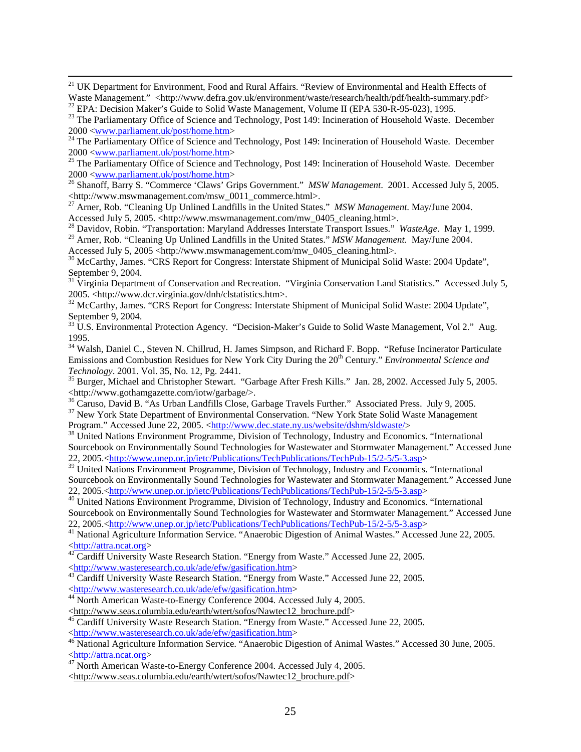[21] UK Department for Environment, Food and Rural Affairs. "Review of Environmental and Health Effects of Waste Management." <http://www.defra.gov.uk/environment/waste/research/health/pdf/health-summary.pdf>

[22] EPA: Decision Maker's Guide to Solid Waste Management, Volume II (EPA 530-R-95-023), 1995.

[23] The Parliamentary Office of Science and Technology, Post 149: Incineration of Household Waste. December 2000 <www.parliament.uk/post/home.htm>

[24] The Parliamentary Office of Science and Technology, Post 149: Incineration of Household Waste. December 2000 <www.parliament.uk/post/home.htm>

[25] The Parliamentary Office of Science and Technology, Post 149: Incineration of Household Waste. December 2000 <www.parliament.uk/post/home.htm>

[26] Shanoff, Barry S. "Commerce 'Claws' Grips Government." *MSW Management*. 2001. Accessed July 5, 2005. <http://www.mswmanagement.com/msw_0011_commerce.html>.

[27] Arner, Rob. "Cleaning Up Unlined Landfills in the United States." *MSW Management*. May/June 2004. Accessed July 5, 2005. <http://www.mswmanagement.com/mw_0405_cleaning.html>.

[28] Davidov, Robin. "Transportation: Maryland Addresses Interstate Transport Issues." *WasteAge*. May 1, 1999.

[29] Arner, Rob. "Cleaning Up Unlined Landfills in the United States." *MSW Management*. May/June 2004. Accessed July 5, 2005 <http://www.mswmanagement.com/mw_0405_cleaning.html>.

[30] McCarthy, James. "CRS Report for Congress: Interstate Shipment of Municipal Solid Waste: 2004 Update", September 9, 2004.

[31] Virginia Department of Conservation and Recreation. "Virginia Conservation Land Statistics." Accessed July 5, 2005. <http://www.dcr.virginia.gov/dnh/clstatistics.htm>.

[32] McCarthy, James. "CRS Report for Congress: Interstate Shipment of Municipal Solid Waste: 2004 Update", September 9, 2004.

[33] U.S. Environmental Protection Agency. "Decision-Maker's Guide to Solid Waste Management, Vol 2." Aug. 1995.

[34] Walsh, Daniel C., Steven N. Chillrud, H. James Simpson, and Richard F. Bopp. "Refuse Incinerator Particulate Emissions and Combustion Residues for New York City During the 20th Century." *Environmental Science and Technology*. 2001. Vol. 35, No. 12, Pg. 2441.

[35] Burger, Michael and Christopher Stewart. "Garbage After Fresh Kills." Jan. 28, 2002. Accessed July 5, 2005. <http://www.gothamgazette.com/iotw/garbage/>.

[36] Caruso, David B. "As Urban Landfills Close, Garbage Travels Further." Associated Press. July 9, 2005.

[37] New York State Department of Environmental Conservation. "New York State Solid Waste Management Program." Accessed June 22, 2005. <http://www.dec.state.ny.us/website/dshm/sldwaste/>

[38] United Nations Environment Programme, Division of Technology, Industry and Economics. "International Sourcebook on Environmentally Sound Technologies for Wastewater and Stormwater Management." Accessed June 22, 2005.<http://www.unep.or.jp/ietc/Publications/TechPublications/TechPub-15/2-5/5-3.asp>

[39] United Nations Environment Programme, Division of Technology, Industry and Economics. "International Sourcebook on Environmentally Sound Technologies for Wastewater and Stormwater Management." Accessed June 22, 2005.<http://www.unep.or.jp/ietc/Publications/TechPublications/TechPub-15/2-5/5-3.asp>

[40] United Nations Environment Programme, Division of Technology, Industry and Economics. "International Sourcebook on Environmentally Sound Technologies for Wastewater and Stormwater Management." Accessed June 22, 2005.<http://www.unep.or.jp/ietc/Publications/TechPublications/TechPub-15/2-5/5-3.asp>

[41] National Agriculture Information Service. "Anaerobic Digestion of Animal Wastes." Accessed June 22, 2005. <http://attra.ncat.org>

[42] Cardiff University Waste Research Station. "Energy from Waste." Accessed June 22, 2005. <http://www.wasteresearch.co.uk/ade/efw/gasification.htm>

[43] Cardiff University Waste Research Station. "Energy from Waste." Accessed June 22, 2005. <http://www.wasteresearch.co.uk/ade/efw/gasification.htm>

[44] North American Waste-to-Energy Conference 2004. Accessed July 4, 2005. <http://www.seas.columbia.edu/earth/wtert/sofos/Nawtec12_brochure.pdf>

[45] Cardiff University Waste Research Station. "Energy from Waste." Accessed June 22, 2005. <http://www.wasteresearch.co.uk/ade/efw/gasification.htm>

[46] National Agriculture Information Service. "Anaerobic Digestion of Animal Wastes." Accessed 30 June, 2005. <http://attra.ncat.org>

[47] North American Waste-to-Energy Conference 2004. Accessed July 4, 2005. <http://www.seas.columbia.edu/earth/wtert/sofos/Nawtec12_brochure.pdf>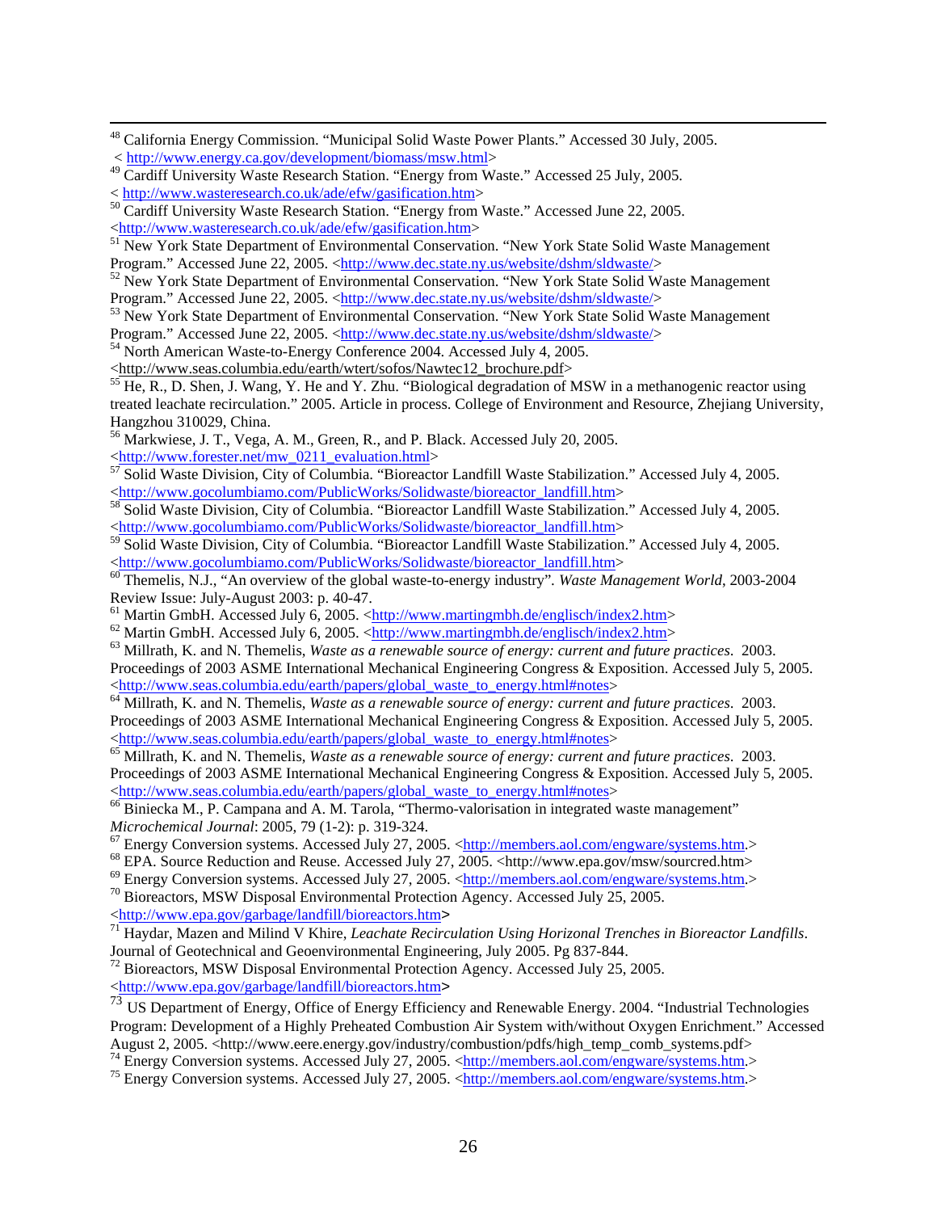[48] California Energy Commission. "Municipal Solid Waste Power Plants." Accessed 30 July, 2005. < http://www.energy.ca.gov/development/biomass/msw.html>

[49] Cardiff University Waste Research Station. "Energy from Waste." Accessed 25 July, 2005. < http://www.wasteresearch.co.uk/ade/efw/gasification.htm>

[50] Cardiff University Waste Research Station. "Energy from Waste." Accessed June 22, 2005. <http://www.wasteresearch.co.uk/ade/efw/gasification.htm>

[51] New York State Department of Environmental Conservation. "New York State Solid Waste Management Program." Accessed June 22, 2005. <http://www.dec.state.ny.us/website/dshm/sldwaste/>

[52] New York State Department of Environmental Conservation. "New York State Solid Waste Management Program." Accessed June 22, 2005. <http://www.dec.state.ny.us/website/dshm/sldwaste/>

[53] New York State Department of Environmental Conservation. "New York State Solid Waste Management Program." Accessed June 22, 2005. <http://www.dec.state.ny.us/website/dshm/sldwaste/>

[54] North American Waste-to-Energy Conference 2004. Accessed July 4, 2005. <http://www.seas.columbia.edu/earth/wtert/sofos/Nawtec12_brochure.pdf>

[55] He, R., D. Shen, J. Wang, Y. He and Y. Zhu. "Biological degradation of MSW in a methanogenic reactor using treated leachate recirculation." 2005. Article in process. College of Environment and Resource, Zhejiang University, Hangzhou 310029, China.

[56] Markwiese, J. T., Vega, A. M., Green, R., and P. Black. Accessed July 20, 2005. <http://www.forester.net/mw_0211_evaluation.html>

[57] Solid Waste Division, City of Columbia. "Bioreactor Landfill Waste Stabilization." Accessed July 4, 2005. <http://www.gocolumbiamo.com/PublicWorks/Solidwaste/bioreactor_landfill.htm>

[58] Solid Waste Division, City of Columbia. "Bioreactor Landfill Waste Stabilization." Accessed July 4, 2005. <http://www.gocolumbiamo.com/PublicWorks/Solidwaste/bioreactor_landfill.htm>

[59] Solid Waste Division, City of Columbia. "Bioreactor Landfill Waste Stabilization." Accessed July 4, 2005. <http://www.gocolumbiamo.com/PublicWorks/Solidwaste/bioreactor_landfill.htm>

[60] Themelis, N.J., "An overview of the global waste-to-energy industry". *Waste Management World*, 2003-2004 Review Issue: July-August 2003: p. 40-47.

[61] Martin GmbH. Accessed July 6, 2005. <http://www.martingmbh.de/englisch/index2.htm>

[62] Martin GmbH. Accessed July 6, 2005. <http://www.martingmbh.de/englisch/index2.htm>

[63] Millrath, K. and N. Themelis, *Waste as a renewable source of energy: current and future practices*. 2003. Proceedings of 2003 ASME International Mechanical Engineering Congress & Exposition. Accessed July 5, 2005. <http://www.seas.columbia.edu/earth/papers/global_waste_to_energy.html#notes>

[64] Millrath, K. and N. Themelis, *Waste as a renewable source of energy: current and future practices*. 2003. Proceedings of 2003 ASME International Mechanical Engineering Congress & Exposition. Accessed July 5, 2005. <http://www.seas.columbia.edu/earth/papers/global_waste_to_energy.html#notes>

[65] Millrath, K. and N. Themelis, *Waste as a renewable source of energy: current and future practices*. 2003. Proceedings of 2003 ASME International Mechanical Engineering Congress & Exposition. Accessed July 5, 2005. <http://www.seas.columbia.edu/earth/papers/global_waste_to_energy.html#notes>

[66] Biniecka M., P. Campana and A. M. Tarola, "Thermo-valorisation in integrated waste management" *Microchemical Journal*: 2005, 79 (1-2): p. 319-324.

[67] Energy Conversion systems. Accessed July 27, 2005. <http://members.aol.com/engware/systems.htm.>

[68] EPA. Source Reduction and Reuse. Accessed July 27, 2005. <http://www.epa.gov/msw/sourcred.htm>

[69] Energy Conversion systems. Accessed July 27, 2005. <http://members.aol.com/engware/systems.htm.>

[70] Bioreactors, MSW Disposal Environmental Protection Agency. Accessed July 25, 2005. <http://www.epa.gov/garbage/landfill/bioreactors.htm>

[71] Haydar, Mazen and Milind V Khire, *Leachate Recirculation Using Horizonal Trenches in Bioreactor Landfills*. Journal of Geotechnical and Geoenvironmental Engineering, July 2005. Pg 837-844.

[72] Bioreactors, MSW Disposal Environmental Protection Agency. Accessed July 25, 2005. <http://www.epa.gov/garbage/landfill/bioreactors.htm>

[73] US Department of Energy, Office of Energy Efficiency and Renewable Energy. 2004. "Industrial Technologies Program: Development of a Highly Preheated Combustion Air System with/without Oxygen Enrichment." Accessed August 2, 2005. <http://www.eere.energy.gov/industry/combustion/pdfs/high_temp_comb_systems.pdf>

[74] Energy Conversion systems. Accessed July 27, 2005. <http://members.aol.com/engware/systems.htm.>

[75] Energy Conversion systems. Accessed July 27, 2005. <http://members.aol.com/engware/systems.htm.>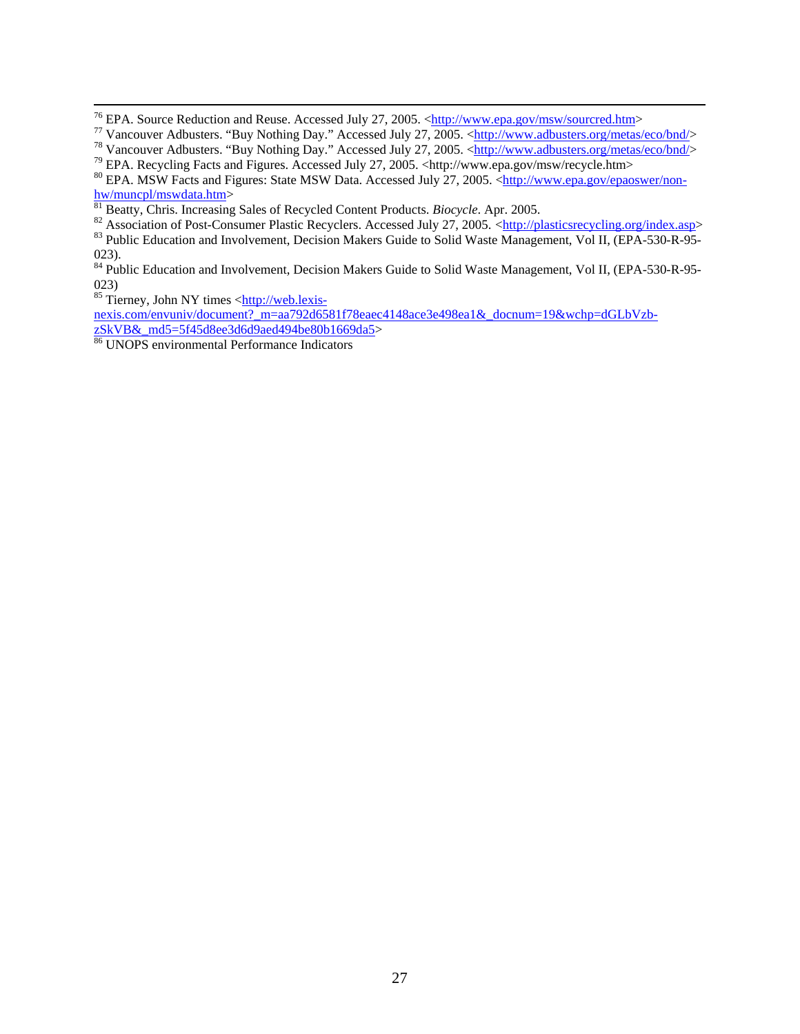[76] EPA. Source Reduction and Reuse. Accessed July 27, 2005. <http://www.epa.gov/msw/sourcred.htm>

[77] Vancouver Adbusters. "Buy Nothing Day." Accessed July 27, 2005. <http://www.adbusters.org/metas/eco/bnd/>

[78] Vancouver Adbusters. "Buy Nothing Day." Accessed July 27, 2005. <http://www.adbusters.org/metas/eco/bnd/>

[79] EPA. Recycling Facts and Figures. Accessed July 27, 2005. <http://www.epa.gov/msw/recycle.htm>

[80] EPA. MSW Facts and Figures: State MSW Data. Accessed July 27, 2005. <http://www.epa.gov/epaoswer/non-hw/muncpl/mswdata.htm>

[81] Beatty, Chris. Increasing Sales of Recycled Content Products. *Biocycle*. Apr. 2005.

[82] Association of Post-Consumer Plastic Recyclers. Accessed July 27, 2005. <http://plasticsrecycling.org/index.asp>

[83] Public Education and Involvement, Decision Makers Guide to Solid Waste Management, Vol II, (EPA-530-R-95-023).

[84] Public Education and Involvement, Decision Makers Guide to Solid Waste Management, Vol II, (EPA-530-R-95-023)

[85] Tierney, John NY times <http://web.lexis-nexis.com/envuniv/document?_m=aa792d6581f78eaec4148ace3e498ea1&_docnum=19&wchp=dGLbVzb-zSkVB&_md5=5f45d8ee3d6d9aed494be80b1669da5>

[86] UNOPS environmental Performance Indicators